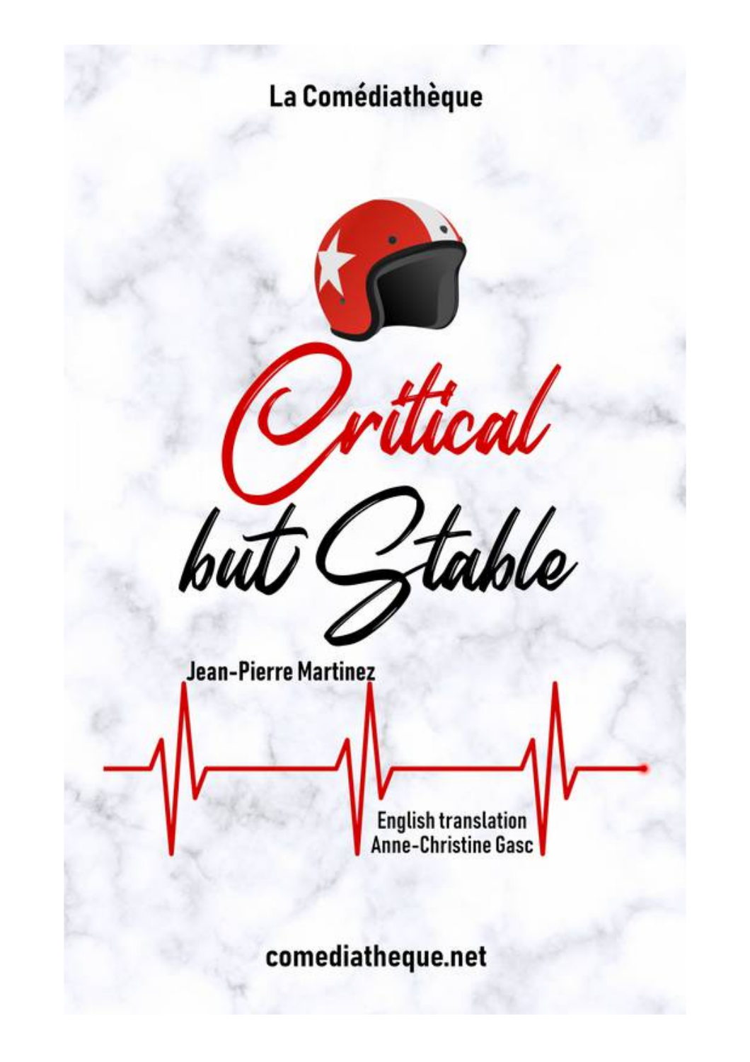La Comédiathèque

# Critical but Stable

**Jean-Pierre Martinez**

English translation
Anne-Christine Gasc

comediatheque.net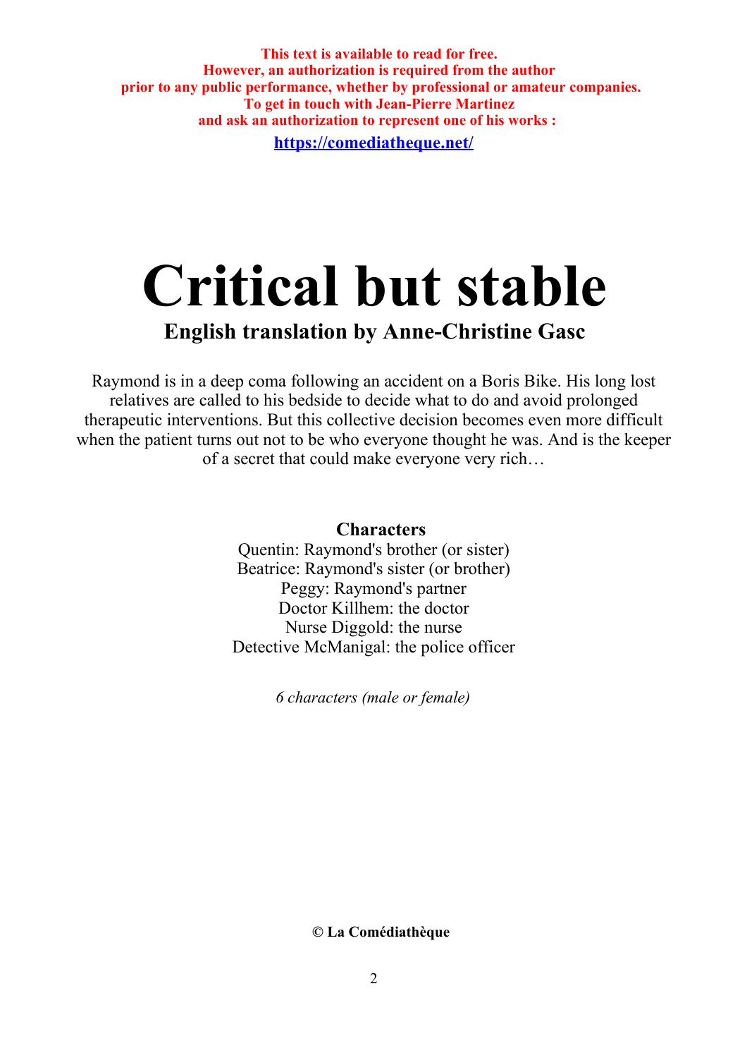**This text is available to read for free.**
**However, an authorization is required from the author**
**prior to any public performance, whether by professional or amateur companies.**
**To get in touch with Jean-Pierre Martinez**
**and ask an authorization to represent one of his works :**

**[https://comediatheque.net/](https://comediatheque.net/)**

# Critical but stable

## English translation by Anne-Christine Gasc

Raymond is in a deep coma following an accident on a Boris Bike. His long lost relatives are called to his bedside to decide what to do and avoid prolonged therapeutic interventions. But this collective decision becomes even more difficult when the patient turns out not to be who everyone thought he was. And is the keeper of a secret that could make everyone very rich…

**Characters**

Quentin: Raymond's brother (or sister)
Beatrice: Raymond's sister (or brother)
Peggy: Raymond's partner
Doctor Killhem: the doctor
Nurse Diggold: the nurse
Detective McManigal: the police officer

*6 characters (male or female)*

**© La Comédiathèque**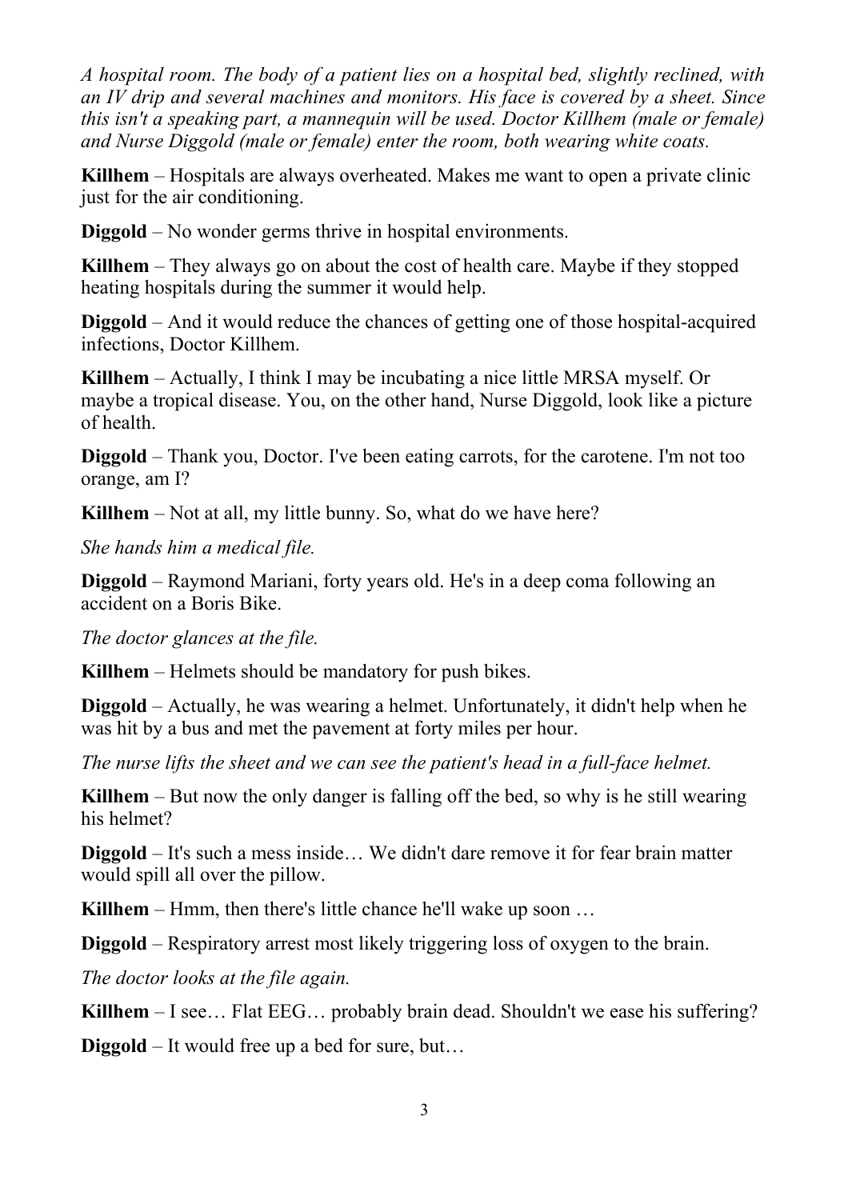*A hospital room. The body of a patient lies on a hospital bed, slightly reclined, with an IV drip and several machines and monitors. His face is covered by a sheet. Since this isn't a speaking part, a mannequin will be used. Doctor Killhem (male or female) and Nurse Diggold (male or female) enter the room, both wearing white coats.*

**Killhem** – Hospitals are always overheated. Makes me want to open a private clinic just for the air conditioning.

**Diggold** – No wonder germs thrive in hospital environments.

**Killhem** – They always go on about the cost of health care. Maybe if they stopped heating hospitals during the summer it would help.

**Diggold** – And it would reduce the chances of getting one of those hospital-acquired infections, Doctor Killhem.

**Killhem** – Actually, I think I may be incubating a nice little MRSA myself. Or maybe a tropical disease. You, on the other hand, Nurse Diggold, look like a picture of health.

**Diggold** – Thank you, Doctor. I've been eating carrots, for the carotene. I'm not too orange, am I?

**Killhem** – Not at all, my little bunny. So, what do we have here?

*She hands him a medical file.*

**Diggold** – Raymond Mariani, forty years old. He's in a deep coma following an accident on a Boris Bike.

*The doctor glances at the file.*

**Killhem** – Helmets should be mandatory for push bikes.

**Diggold** – Actually, he was wearing a helmet. Unfortunately, it didn't help when he was hit by a bus and met the pavement at forty miles per hour.

*The nurse lifts the sheet and we can see the patient's head in a full-face helmet.*

**Killhem** – But now the only danger is falling off the bed, so why is he still wearing his helmet?

**Diggold** – It's such a mess inside… We didn't dare remove it for fear brain matter would spill all over the pillow.

**Killhem** – Hmm, then there's little chance he'll wake up soon …

**Diggold** – Respiratory arrest most likely triggering loss of oxygen to the brain.

*The doctor looks at the file again.*

**Killhem** – I see… Flat EEG… probably brain dead. Shouldn't we ease his suffering?

**Diggold** – It would free up a bed for sure, but…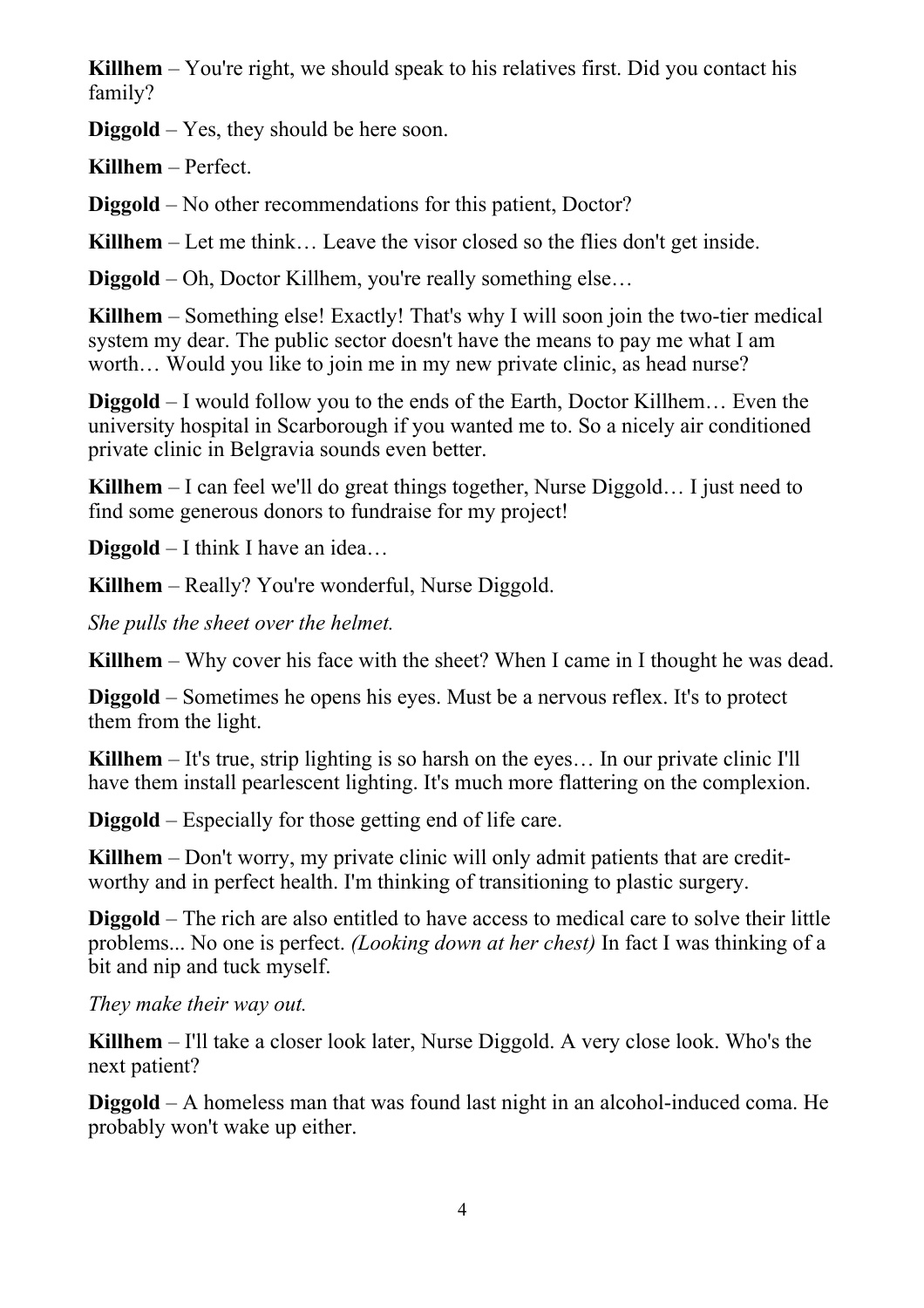**Killhem** – You're right, we should speak to his relatives first. Did you contact his family?

**Diggold** – Yes, they should be here soon.

**Killhem** – Perfect.

**Diggold** – No other recommendations for this patient, Doctor?

**Killhem** – Let me think… Leave the visor closed so the flies don't get inside.

**Diggold** – Oh, Doctor Killhem, you're really something else…

**Killhem** – Something else! Exactly! That's why I will soon join the two-tier medical system my dear. The public sector doesn't have the means to pay me what I am worth… Would you like to join me in my new private clinic, as head nurse?

**Diggold** – I would follow you to the ends of the Earth, Doctor Killhem… Even the university hospital in Scarborough if you wanted me to. So a nicely air conditioned private clinic in Belgravia sounds even better.

**Killhem** – I can feel we'll do great things together, Nurse Diggold… I just need to find some generous donors to fundraise for my project!

**Diggold** – I think I have an idea…

**Killhem** – Really? You're wonderful, Nurse Diggold.

*She pulls the sheet over the helmet.*

**Killhem** – Why cover his face with the sheet? When I came in I thought he was dead.

**Diggold** – Sometimes he opens his eyes. Must be a nervous reflex. It's to protect them from the light.

**Killhem** – It's true, strip lighting is so harsh on the eyes… In our private clinic I'll have them install pearlescent lighting. It's much more flattering on the complexion.

**Diggold** – Especially for those getting end of life care.

**Killhem** – Don't worry, my private clinic will only admit patients that are credit-worthy and in perfect health. I'm thinking of transitioning to plastic surgery.

**Diggold** – The rich are also entitled to have access to medical care to solve their little problems... No one is perfect. *(Looking down at her chest)* In fact I was thinking of a bit and nip and tuck myself.

*They make their way out.*

**Killhem** – I'll take a closer look later, Nurse Diggold. A very close look. Who's the next patient?

**Diggold** – A homeless man that was found last night in an alcohol-induced coma. He probably won't wake up either.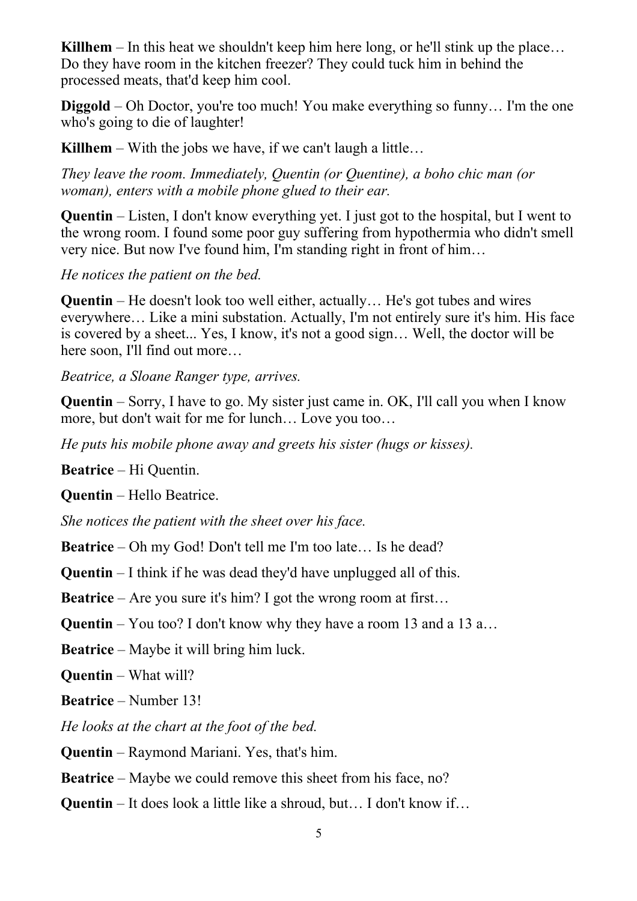**Killhem** – In this heat we shouldn't keep him here long, or he'll stink up the place… Do they have room in the kitchen freezer? They could tuck him in behind the processed meats, that'd keep him cool.

**Diggold** – Oh Doctor, you're too much! You make everything so funny… I'm the one who's going to die of laughter!

**Killhem** – With the jobs we have, if we can't laugh a little…

*They leave the room. Immediately, Quentin (or Quentine), a boho chic man (or woman), enters with a mobile phone glued to their ear.*

**Quentin** – Listen, I don't know everything yet. I just got to the hospital, but I went to the wrong room. I found some poor guy suffering from hypothermia who didn't smell very nice. But now I've found him, I'm standing right in front of him…

*He notices the patient on the bed.*

**Quentin** – He doesn't look too well either, actually… He's got tubes and wires everywhere… Like a mini substation. Actually, I'm not entirely sure it's him. His face is covered by a sheet... Yes, I know, it's not a good sign… Well, the doctor will be here soon, I'll find out more…

*Beatrice, a Sloane Ranger type, arrives.*

**Quentin** – Sorry, I have to go. My sister just came in. OK, I'll call you when I know more, but don't wait for me for lunch… Love you too…

*He puts his mobile phone away and greets his sister (hugs or kisses).*

**Beatrice** – Hi Quentin.

**Quentin** – Hello Beatrice.

*She notices the patient with the sheet over his face.*

**Beatrice** – Oh my God! Don't tell me I'm too late… Is he dead?

**Quentin** – I think if he was dead they'd have unplugged all of this.

**Beatrice** – Are you sure it's him? I got the wrong room at first…

**Quentin** – You too? I don't know why they have a room 13 and a 13 a…

**Beatrice** – Maybe it will bring him luck.

**Quentin** – What will?

**Beatrice** – Number 13!

*He looks at the chart at the foot of the bed.*

**Quentin** – Raymond Mariani. Yes, that's him.

**Beatrice** – Maybe we could remove this sheet from his face, no?

**Quentin** – It does look a little like a shroud, but… I don't know if…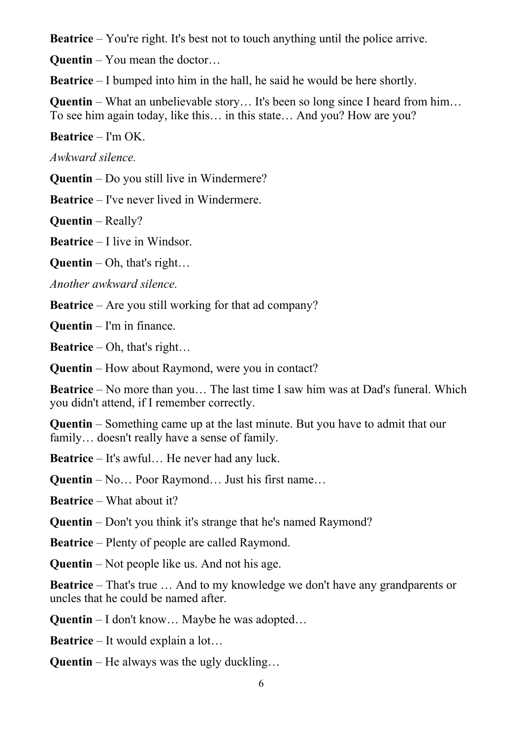**Beatrice** – You're right. It's best not to touch anything until the police arrive.

**Quentin** – You mean the doctor…

**Beatrice** – I bumped into him in the hall, he said he would be here shortly.

**Quentin** – What an unbelievable story… It's been so long since I heard from him… To see him again today, like this… in this state… And you? How are you?

**Beatrice** – I'm OK.

*Awkward silence.*

**Quentin** – Do you still live in Windermere?

**Beatrice** – I've never lived in Windermere.

**Quentin** – Really?

**Beatrice** – I live in Windsor.

**Quentin** – Oh, that's right…

*Another awkward silence.*

**Beatrice** – Are you still working for that ad company?

**Quentin** – I'm in finance.

**Beatrice** – Oh, that's right…

**Quentin** – How about Raymond, were you in contact?

**Beatrice** – No more than you… The last time I saw him was at Dad's funeral. Which you didn't attend, if I remember correctly.

**Quentin** – Something came up at the last minute. But you have to admit that our family… doesn't really have a sense of family.

**Beatrice** – It's awful… He never had any luck.

**Quentin** – No… Poor Raymond… Just his first name…

**Beatrice** – What about it?

**Quentin** – Don't you think it's strange that he's named Raymond?

**Beatrice** – Plenty of people are called Raymond.

**Quentin** – Not people like us. And not his age.

**Beatrice** – That's true … And to my knowledge we don't have any grandparents or uncles that he could be named after.

**Quentin** – I don't know… Maybe he was adopted…

**Beatrice** – It would explain a lot…

**Quentin** – He always was the ugly duckling…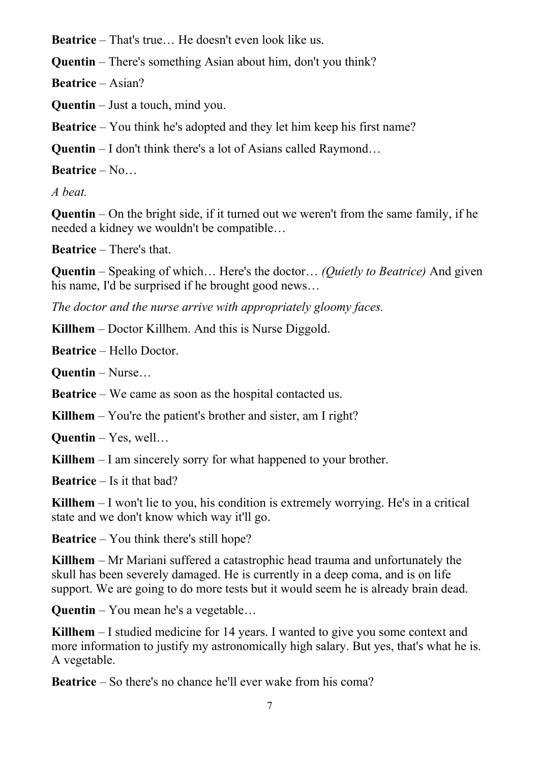**Beatrice** – That's true… He doesn't even look like us.

**Quentin** – There's something Asian about him, don't you think?

**Beatrice** – Asian?

**Quentin** – Just a touch, mind you.

**Beatrice** – You think he's adopted and they let him keep his first name?

**Quentin** – I don't think there's a lot of Asians called Raymond…

**Beatrice** – No…

*A beat.*

**Quentin** – On the bright side, if it turned out we weren't from the same family, if he needed a kidney we wouldn't be compatible…

**Beatrice** – There's that.

**Quentin** – Speaking of which… Here's the doctor… *(Quietly to Beatrice)* And given his name, I'd be surprised if he brought good news…

*The doctor and the nurse arrive with appropriately gloomy faces.*

**Killhem** – Doctor Killhem. And this is Nurse Diggold.

**Beatrice** – Hello Doctor.

**Quentin** – Nurse…

**Beatrice** – We came as soon as the hospital contacted us.

**Killhem** – You're the patient's brother and sister, am I right?

**Quentin** – Yes, well…

**Killhem** – I am sincerely sorry for what happened to your brother.

**Beatrice** – Is it that bad?

**Killhem** – I won't lie to you, his condition is extremely worrying. He's in a critical state and we don't know which way it'll go.

**Beatrice** – You think there's still hope?

**Killhem** – Mr Mariani suffered a catastrophic head trauma and unfortunately the skull has been severely damaged. He is currently in a deep coma, and is on life support. We are going to do more tests but it would seem he is already brain dead.

**Quentin** – You mean he's a vegetable…

**Killhem** – I studied medicine for 14 years. I wanted to give you some context and more information to justify my astronomically high salary. But yes, that's what he is. A vegetable.

**Beatrice** – So there's no chance he'll ever wake from his coma?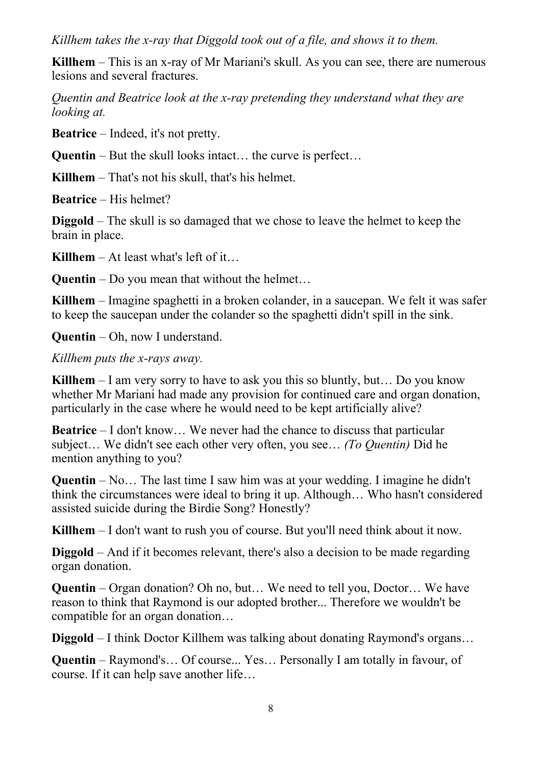*Killhem takes the x-ray that Diggold took out of a file, and shows it to them.*

**Killhem** – This is an x-ray of Mr Mariani's skull. As you can see, there are numerous lesions and several fractures.

*Quentin and Beatrice look at the x-ray pretending they understand what they are looking at.*

**Beatrice** – Indeed, it's not pretty.

**Quentin** – But the skull looks intact… the curve is perfect…

**Killhem** – That's not his skull, that's his helmet.

**Beatrice** – His helmet?

**Diggold** – The skull is so damaged that we chose to leave the helmet to keep the brain in place.

**Killhem** – At least what's left of it…

**Quentin** – Do you mean that without the helmet…

**Killhem** – Imagine spaghetti in a broken colander, in a saucepan. We felt it was safer to keep the saucepan under the colander so the spaghetti didn't spill in the sink.

**Quentin** – Oh, now I understand.

*Killhem puts the x-rays away.*

**Killhem** – I am very sorry to have to ask you this so bluntly, but… Do you know whether Mr Mariani had made any provision for continued care and organ donation, particularly in the case where he would need to be kept artificially alive?

**Beatrice** – I don't know… We never had the chance to discuss that particular subject… We didn't see each other very often, you see… *(To Quentin)* Did he mention anything to you?

**Quentin** – No… The last time I saw him was at your wedding. I imagine he didn't think the circumstances were ideal to bring it up. Although… Who hasn't considered assisted suicide during the Birdie Song? Honestly?

**Killhem** – I don't want to rush you of course. But you'll need think about it now.

**Diggold** – And if it becomes relevant, there's also a decision to be made regarding organ donation.

**Quentin** – Organ donation? Oh no, but… We need to tell you, Doctor… We have reason to think that Raymond is our adopted brother... Therefore we wouldn't be compatible for an organ donation…

**Diggold** – I think Doctor Killhem was talking about donating Raymond's organs…

**Quentin** – Raymond's… Of course... Yes… Personally I am totally in favour, of course. If it can help save another life…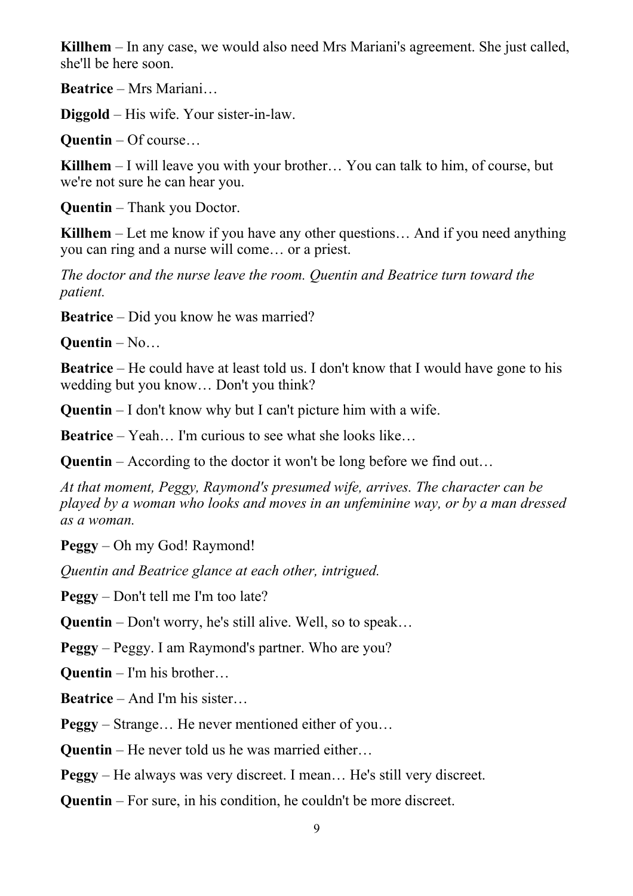**Killhem** – In any case, we would also need Mrs Mariani's agreement. She just called, she'll be here soon.

**Beatrice** – Mrs Mariani…

**Diggold** – His wife. Your sister-in-law.

**Quentin** – Of course…

**Killhem** – I will leave you with your brother… You can talk to him, of course, but we're not sure he can hear you.

**Quentin** – Thank you Doctor.

**Killhem** – Let me know if you have any other questions… And if you need anything you can ring and a nurse will come… or a priest.

*The doctor and the nurse leave the room. Quentin and Beatrice turn toward the patient.*

**Beatrice** – Did you know he was married?

**Quentin** – No…

**Beatrice** – He could have at least told us. I don't know that I would have gone to his wedding but you know… Don't you think?

**Quentin** – I don't know why but I can't picture him with a wife.

**Beatrice** – Yeah… I'm curious to see what she looks like…

**Quentin** – According to the doctor it won't be long before we find out…

*At that moment, Peggy, Raymond's presumed wife, arrives. The character can be played by a woman who looks and moves in an unfeminine way, or by a man dressed as a woman.*

**Peggy** – Oh my God! Raymond!

*Quentin and Beatrice glance at each other, intrigued.*

**Peggy** – Don't tell me I'm too late?

**Quentin** – Don't worry, he's still alive. Well, so to speak…

**Peggy** – Peggy. I am Raymond's partner. Who are you?

**Quentin** – I'm his brother…

**Beatrice** – And I'm his sister…

**Peggy** – Strange… He never mentioned either of you…

**Quentin** – He never told us he was married either…

**Peggy** – He always was very discreet. I mean… He's still very discreet.

**Quentin** – For sure, in his condition, he couldn't be more discreet.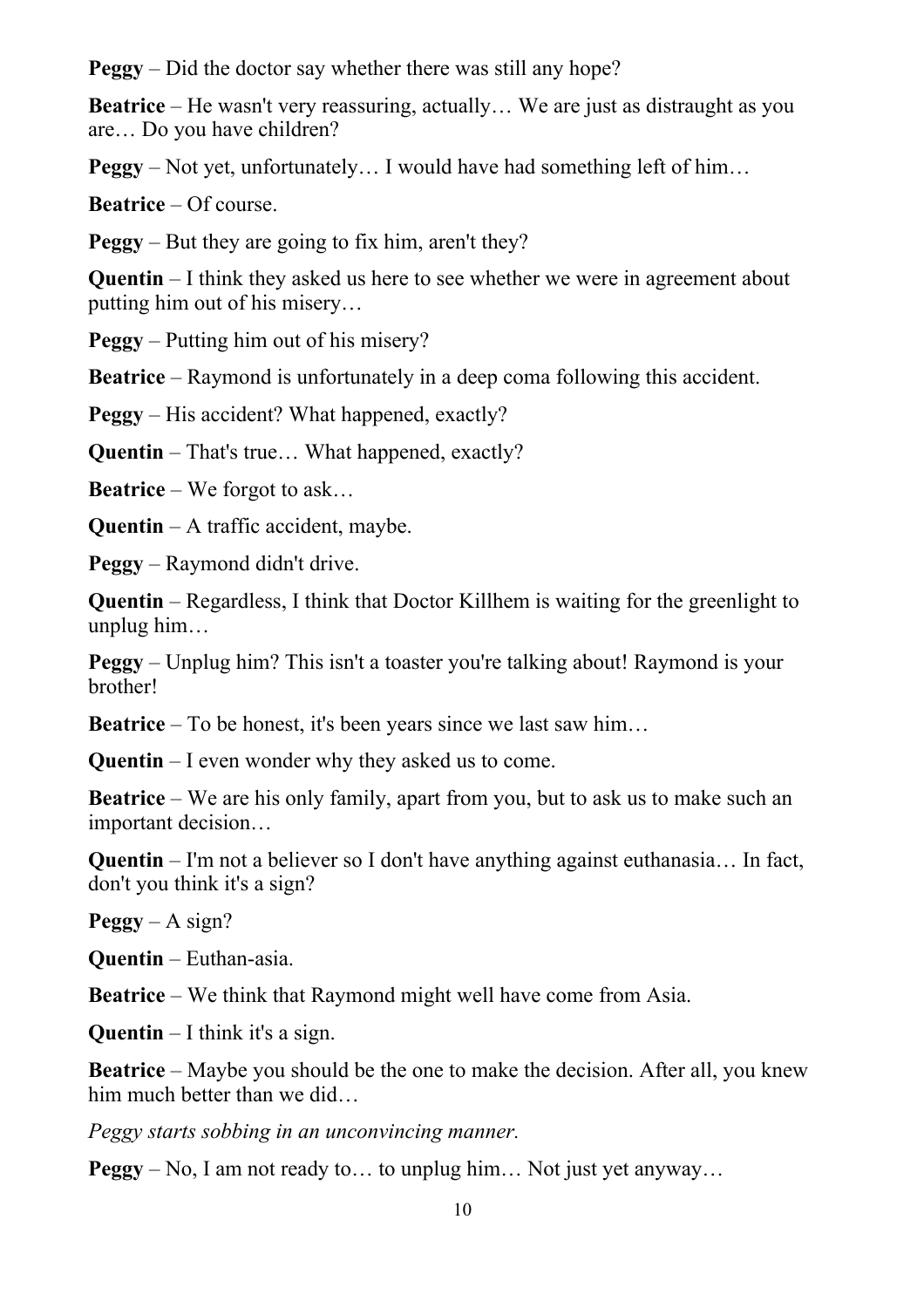**Peggy** – Did the doctor say whether there was still any hope?

**Beatrice** – He wasn't very reassuring, actually… We are just as distraught as you are… Do you have children?

**Peggy** – Not yet, unfortunately… I would have had something left of him…

**Beatrice** – Of course.

**Peggy** – But they are going to fix him, aren't they?

**Quentin** – I think they asked us here to see whether we were in agreement about putting him out of his misery…

**Peggy** – Putting him out of his misery?

**Beatrice** – Raymond is unfortunately in a deep coma following this accident.

**Peggy** – His accident? What happened, exactly?

**Quentin** – That's true… What happened, exactly?

**Beatrice** – We forgot to ask…

**Quentin** – A traffic accident, maybe.

**Peggy** – Raymond didn't drive.

**Quentin** – Regardless, I think that Doctor Killhem is waiting for the greenlight to unplug him…

**Peggy** – Unplug him? This isn't a toaster you're talking about! Raymond is your brother!

**Beatrice** – To be honest, it's been years since we last saw him…

**Quentin** – I even wonder why they asked us to come.

**Beatrice** – We are his only family, apart from you, but to ask us to make such an important decision…

**Quentin** – I'm not a believer so I don't have anything against euthanasia… In fact, don't you think it's a sign?

**Peggy** – A sign?

**Quentin** – Euthan-asia.

**Beatrice** – We think that Raymond might well have come from Asia.

**Quentin** – I think it's a sign.

**Beatrice** – Maybe you should be the one to make the decision. After all, you knew him much better than we did…

*Peggy starts sobbing in an unconvincing manner.*

**Peggy** – No, I am not ready to… to unplug him… Not just yet anyway…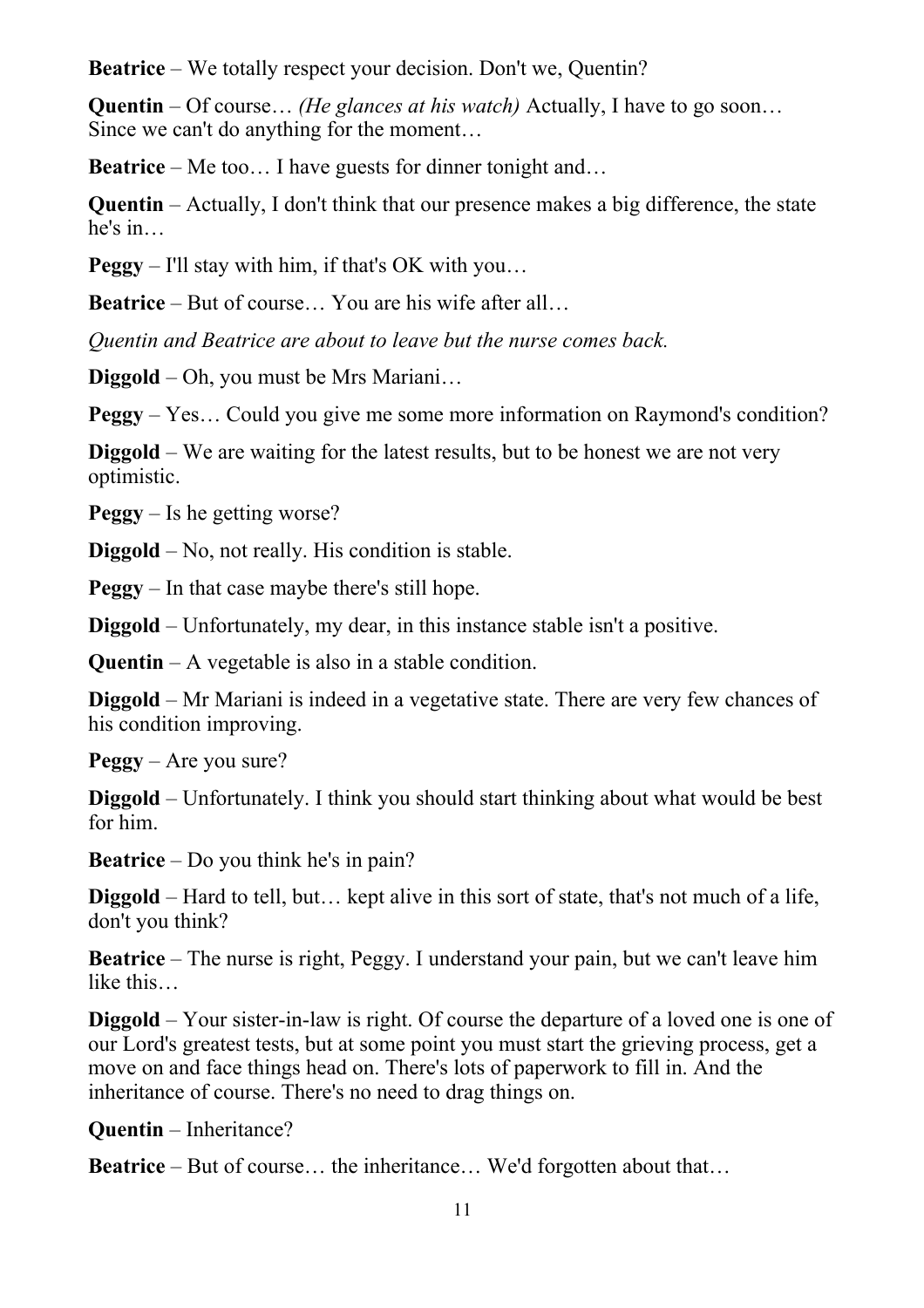**Beatrice** – We totally respect your decision. Don't we, Quentin?

**Quentin** – Of course… *(He glances at his watch)* Actually, I have to go soon… Since we can't do anything for the moment…

**Beatrice** – Me too… I have guests for dinner tonight and…

**Quentin** – Actually, I don't think that our presence makes a big difference, the state he's in…

**Peggy** – I'll stay with him, if that's OK with you…

**Beatrice** – But of course… You are his wife after all…

*Quentin and Beatrice are about to leave but the nurse comes back.*

**Diggold** – Oh, you must be Mrs Mariani…

**Peggy** – Yes… Could you give me some more information on Raymond's condition?

**Diggold** – We are waiting for the latest results, but to be honest we are not very optimistic.

**Peggy** – Is he getting worse?

**Diggold** – No, not really. His condition is stable.

**Peggy** – In that case maybe there's still hope.

**Diggold** – Unfortunately, my dear, in this instance stable isn't a positive.

**Quentin** – A vegetable is also in a stable condition.

**Diggold** – Mr Mariani is indeed in a vegetative state. There are very few chances of his condition improving.

**Peggy** – Are you sure?

**Diggold** – Unfortunately. I think you should start thinking about what would be best for him.

**Beatrice** – Do you think he's in pain?

**Diggold** – Hard to tell, but… kept alive in this sort of state, that's not much of a life, don't you think?

**Beatrice** – The nurse is right, Peggy. I understand your pain, but we can't leave him like this…

**Diggold** – Your sister-in-law is right. Of course the departure of a loved one is one of our Lord's greatest tests, but at some point you must start the grieving process, get a move on and face things head on. There's lots of paperwork to fill in. And the inheritance of course. There's no need to drag things on.

**Quentin** – Inheritance?

**Beatrice** – But of course… the inheritance… We'd forgotten about that…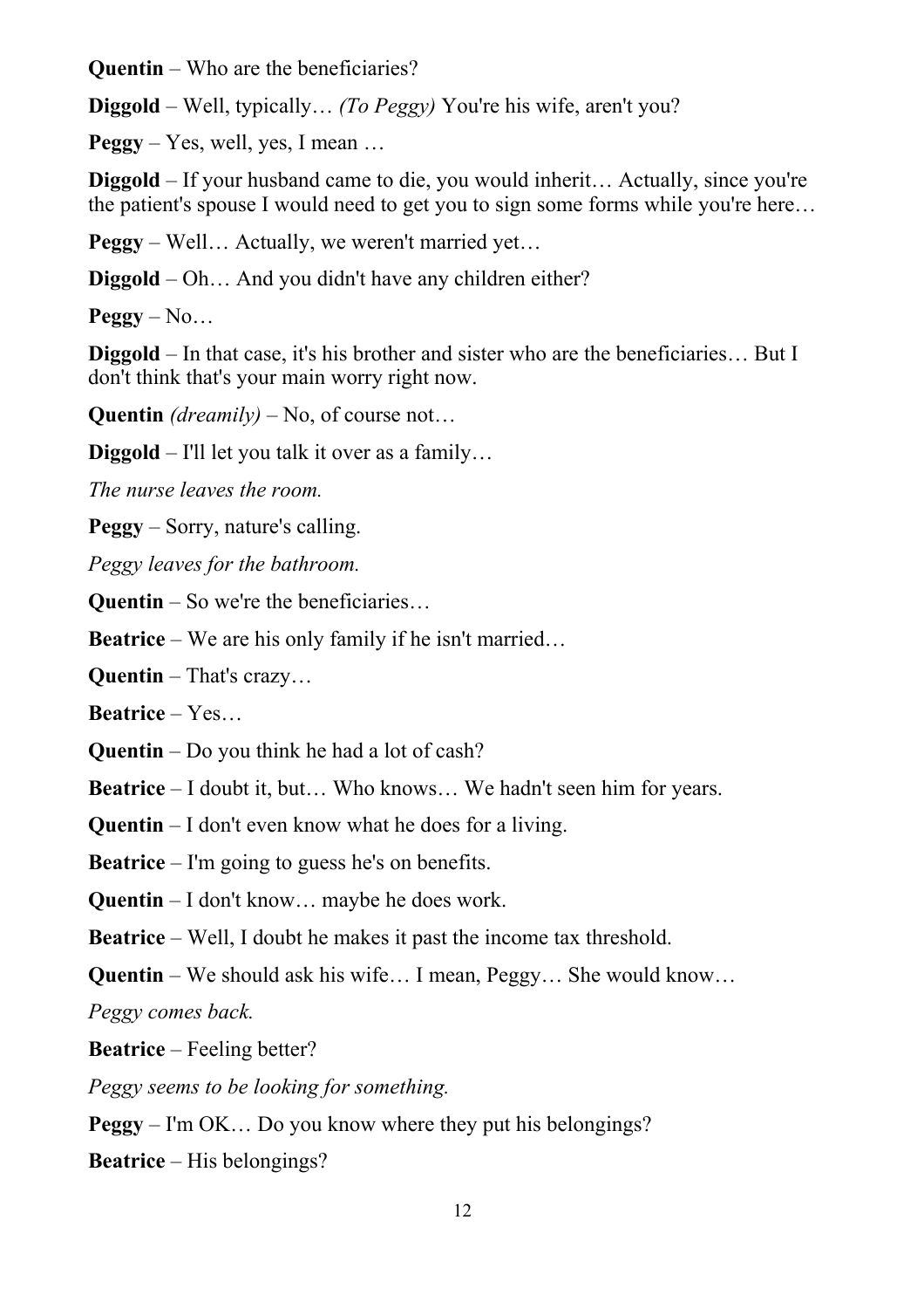**Quentin** – Who are the beneficiaries?

**Diggold** – Well, typically… *(To Peggy)* You're his wife, aren't you?

**Peggy** – Yes, well, yes, I mean …

**Diggold** – If your husband came to die, you would inherit… Actually, since you're the patient's spouse I would need to get you to sign some forms while you're here…

**Peggy** – Well… Actually, we weren't married yet…

**Diggold** – Oh… And you didn't have any children either?

**Peggy** – No…

**Diggold** – In that case, it's his brother and sister who are the beneficiaries… But I don't think that's your main worry right now.

**Quentin** *(dreamily)* – No, of course not…

**Diggold** – I'll let you talk it over as a family…

*The nurse leaves the room.*

**Peggy** – Sorry, nature's calling.

*Peggy leaves for the bathroom.*

**Quentin** – So we're the beneficiaries…

**Beatrice** – We are his only family if he isn't married…

**Quentin** – That's crazy…

**Beatrice** – Yes…

**Quentin** – Do you think he had a lot of cash?

**Beatrice** – I doubt it, but… Who knows… We hadn't seen him for years.

**Quentin** – I don't even know what he does for a living.

**Beatrice** – I'm going to guess he's on benefits.

**Quentin** – I don't know… maybe he does work.

**Beatrice** – Well, I doubt he makes it past the income tax threshold.

**Quentin** – We should ask his wife… I mean, Peggy… She would know…

*Peggy comes back.*

**Beatrice** – Feeling better?

*Peggy seems to be looking for something.*

**Peggy** – I'm OK… Do you know where they put his belongings?

**Beatrice** – His belongings?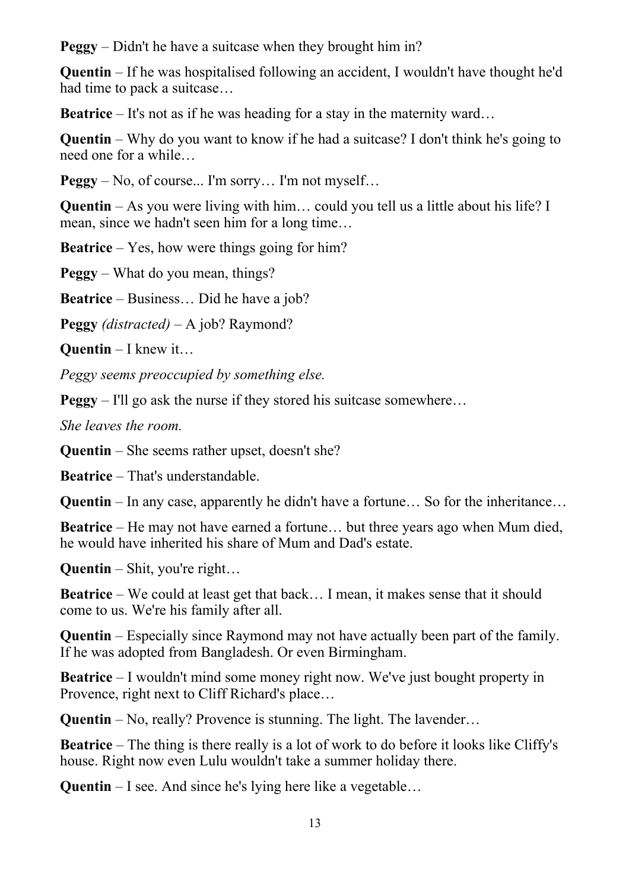**Peggy** – Didn't he have a suitcase when they brought him in?

**Quentin** – If he was hospitalised following an accident, I wouldn't have thought he'd had time to pack a suitcase…

**Beatrice** – It's not as if he was heading for a stay in the maternity ward…

**Quentin** – Why do you want to know if he had a suitcase? I don't think he's going to need one for a while…

**Peggy** – No, of course... I'm sorry… I'm not myself…

**Quentin** – As you were living with him… could you tell us a little about his life? I mean, since we hadn't seen him for a long time…

**Beatrice** – Yes, how were things going for him?

**Peggy** – What do you mean, things?

**Beatrice** – Business… Did he have a job?

**Peggy** *(distracted)* – A job? Raymond?

**Quentin** – I knew it…

*Peggy seems preoccupied by something else.*

**Peggy** – I'll go ask the nurse if they stored his suitcase somewhere…

*She leaves the room.*

**Quentin** – She seems rather upset, doesn't she?

**Beatrice** – That's understandable.

**Quentin** – In any case, apparently he didn't have a fortune… So for the inheritance…

**Beatrice** – He may not have earned a fortune… but three years ago when Mum died, he would have inherited his share of Mum and Dad's estate.

**Quentin** – Shit, you're right…

**Beatrice** – We could at least get that back… I mean, it makes sense that it should come to us. We're his family after all.

**Quentin** – Especially since Raymond may not have actually been part of the family. If he was adopted from Bangladesh. Or even Birmingham.

**Beatrice** – I wouldn't mind some money right now. We've just bought property in Provence, right next to Cliff Richard's place…

**Quentin** – No, really? Provence is stunning. The light. The lavender…

**Beatrice** – The thing is there really is a lot of work to do before it looks like Cliffy's house. Right now even Lulu wouldn't take a summer holiday there.

**Quentin** – I see. And since he's lying here like a vegetable…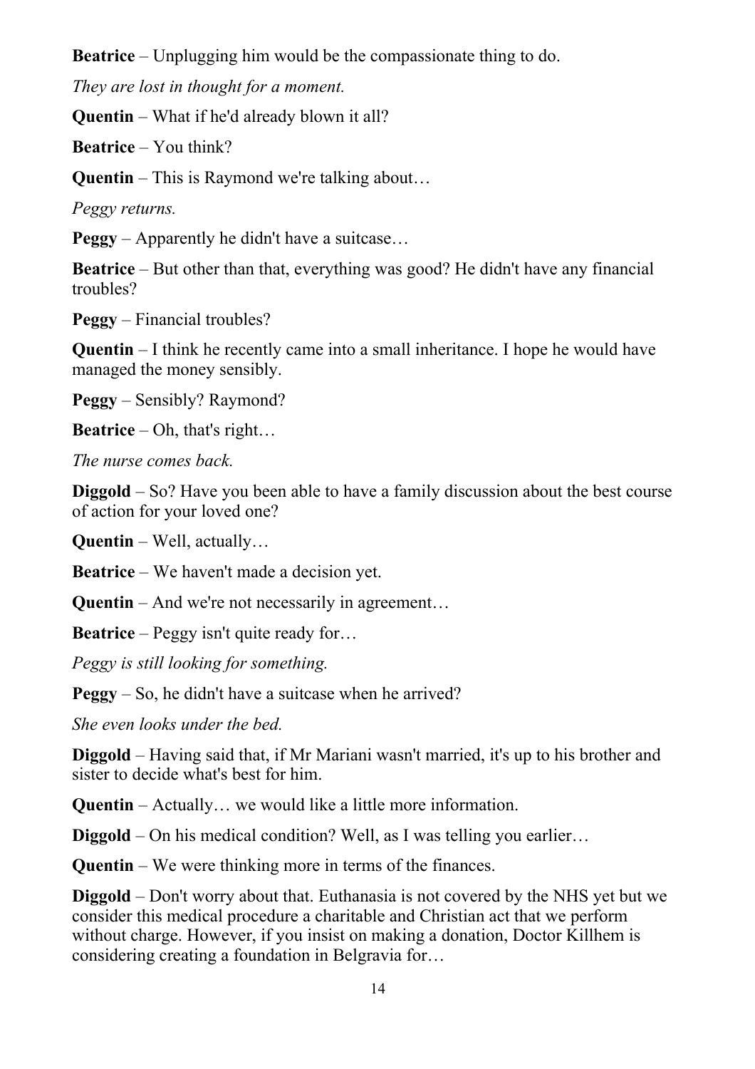**Beatrice** – Unplugging him would be the compassionate thing to do.

*They are lost in thought for a moment.*

**Quentin** – What if he'd already blown it all?

**Beatrice** – You think?

**Quentin** – This is Raymond we're talking about…

*Peggy returns.*

**Peggy** – Apparently he didn't have a suitcase…

**Beatrice** – But other than that, everything was good? He didn't have any financial troubles?

**Peggy** – Financial troubles?

**Quentin** – I think he recently came into a small inheritance. I hope he would have managed the money sensibly.

**Peggy** – Sensibly? Raymond?

**Beatrice** – Oh, that's right…

*The nurse comes back.*

**Diggold** – So? Have you been able to have a family discussion about the best course of action for your loved one?

**Quentin** – Well, actually…

**Beatrice** – We haven't made a decision yet.

**Quentin** – And we're not necessarily in agreement…

**Beatrice** – Peggy isn't quite ready for…

*Peggy is still looking for something.*

**Peggy** – So, he didn't have a suitcase when he arrived?

*She even looks under the bed.*

**Diggold** – Having said that, if Mr Mariani wasn't married, it's up to his brother and sister to decide what's best for him.

**Quentin** – Actually… we would like a little more information.

**Diggold** – On his medical condition? Well, as I was telling you earlier…

**Quentin** – We were thinking more in terms of the finances.

**Diggold** – Don't worry about that. Euthanasia is not covered by the NHS yet but we consider this medical procedure a charitable and Christian act that we perform without charge. However, if you insist on making a donation, Doctor Killhem is considering creating a foundation in Belgravia for…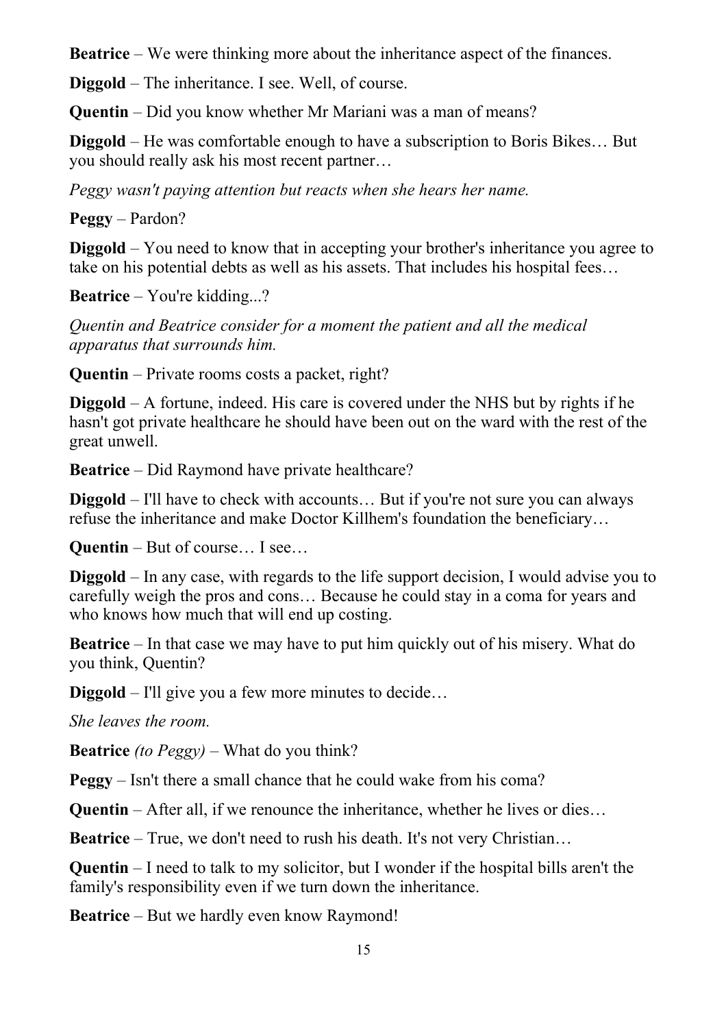**Beatrice** – We were thinking more about the inheritance aspect of the finances.

**Diggold** – The inheritance. I see. Well, of course.

**Quentin** – Did you know whether Mr Mariani was a man of means?

**Diggold** – He was comfortable enough to have a subscription to Boris Bikes… But you should really ask his most recent partner…

*Peggy wasn't paying attention but reacts when she hears her name.*

**Peggy** – Pardon?

**Diggold** – You need to know that in accepting your brother's inheritance you agree to take on his potential debts as well as his assets. That includes his hospital fees…

**Beatrice** – You're kidding...?

*Quentin and Beatrice consider for a moment the patient and all the medical apparatus that surrounds him.*

**Quentin** – Private rooms costs a packet, right?

**Diggold** – A fortune, indeed. His care is covered under the NHS but by rights if he hasn't got private healthcare he should have been out on the ward with the rest of the great unwell.

**Beatrice** – Did Raymond have private healthcare?

**Diggold** – I'll have to check with accounts… But if you're not sure you can always refuse the inheritance and make Doctor Killhem's foundation the beneficiary…

**Quentin** – But of course… I see…

**Diggold** – In any case, with regards to the life support decision, I would advise you to carefully weigh the pros and cons… Because he could stay in a coma for years and who knows how much that will end up costing.

**Beatrice** – In that case we may have to put him quickly out of his misery. What do you think, Quentin?

**Diggold** – I'll give you a few more minutes to decide…

*She leaves the room.*

**Beatrice** *(to Peggy)* – What do you think?

**Peggy** – Isn't there a small chance that he could wake from his coma?

**Quentin** – After all, if we renounce the inheritance, whether he lives or dies…

**Beatrice** – True, we don't need to rush his death. It's not very Christian…

**Quentin** – I need to talk to my solicitor, but I wonder if the hospital bills aren't the family's responsibility even if we turn down the inheritance.

**Beatrice** – But we hardly even know Raymond!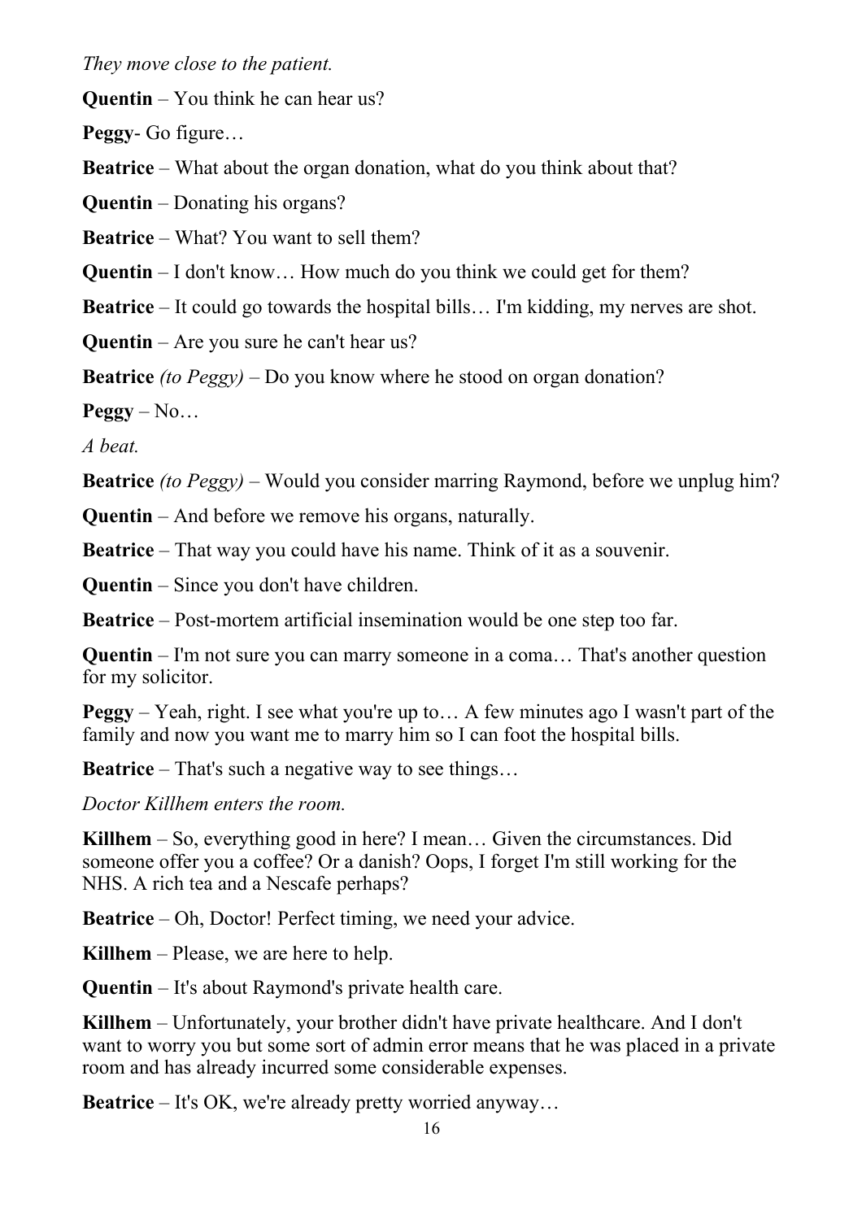*They move close to the patient.*

**Quentin** – You think he can hear us?

**Peggy**- Go figure…

**Beatrice** – What about the organ donation, what do you think about that?

**Quentin** – Donating his organs?

**Beatrice** – What? You want to sell them?

**Quentin** – I don't know… How much do you think we could get for them?

**Beatrice** – It could go towards the hospital bills… I'm kidding, my nerves are shot.

**Quentin** – Are you sure he can't hear us?

**Beatrice** *(to Peggy)* – Do you know where he stood on organ donation?

**Peggy** – No…

*A beat.*

**Beatrice** *(to Peggy)* – Would you consider marring Raymond, before we unplug him?

**Quentin** – And before we remove his organs, naturally.

**Beatrice** – That way you could have his name. Think of it as a souvenir.

**Quentin** – Since you don't have children.

**Beatrice** – Post-mortem artificial insemination would be one step too far.

**Quentin** – I'm not sure you can marry someone in a coma… That's another question for my solicitor.

**Peggy** – Yeah, right. I see what you're up to… A few minutes ago I wasn't part of the family and now you want me to marry him so I can foot the hospital bills.

**Beatrice** – That's such a negative way to see things…

*Doctor Killhem enters the room.*

**Killhem** – So, everything good in here? I mean… Given the circumstances. Did someone offer you a coffee? Or a danish? Oops, I forget I'm still working for the NHS. A rich tea and a Nescafe perhaps?

**Beatrice** – Oh, Doctor! Perfect timing, we need your advice.

**Killhem** – Please, we are here to help.

**Quentin** – It's about Raymond's private health care.

**Killhem** – Unfortunately, your brother didn't have private healthcare. And I don't want to worry you but some sort of admin error means that he was placed in a private room and has already incurred some considerable expenses.

**Beatrice** – It's OK, we're already pretty worried anyway…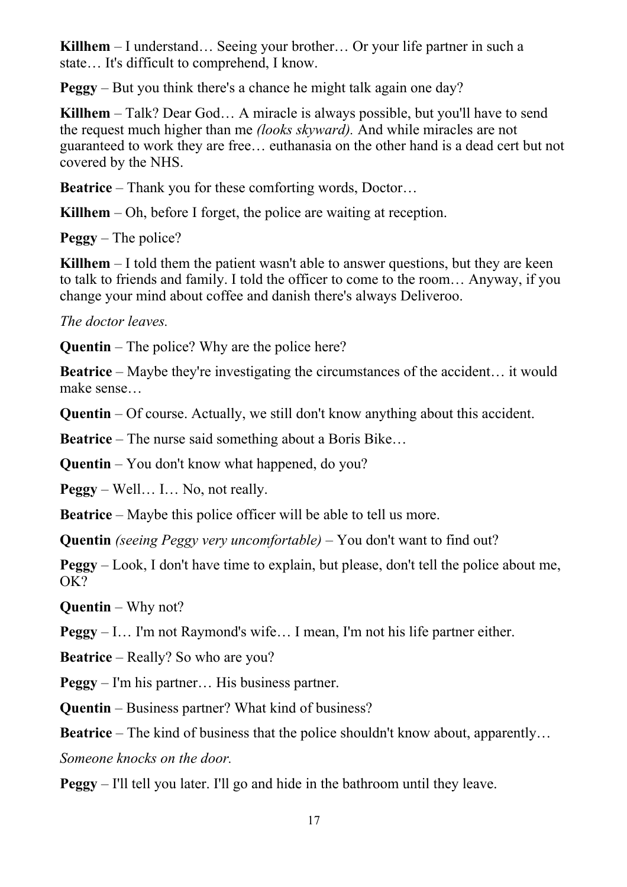**Killhem** – I understand… Seeing your brother… Or your life partner in such a state… It's difficult to comprehend, I know.

**Peggy** – But you think there's a chance he might talk again one day?

**Killhem** – Talk? Dear God… A miracle is always possible, but you'll have to send the request much higher than me *(looks skyward).* And while miracles are not guaranteed to work they are free… euthanasia on the other hand is a dead cert but not covered by the NHS.

**Beatrice** – Thank you for these comforting words, Doctor…

**Killhem** – Oh, before I forget, the police are waiting at reception.

**Peggy** – The police?

**Killhem** – I told them the patient wasn't able to answer questions, but they are keen to talk to friends and family. I told the officer to come to the room… Anyway, if you change your mind about coffee and danish there's always Deliveroo.

*The doctor leaves.*

**Quentin** – The police? Why are the police here?

**Beatrice** – Maybe they're investigating the circumstances of the accident… it would make sense…

**Quentin** – Of course. Actually, we still don't know anything about this accident.

**Beatrice** – The nurse said something about a Boris Bike…

**Quentin** – You don't know what happened, do you?

**Peggy** – Well… I… No, not really.

**Beatrice** – Maybe this police officer will be able to tell us more.

**Quentin** *(seeing Peggy very uncomfortable)* – You don't want to find out?

**Peggy** – Look, I don't have time to explain, but please, don't tell the police about me, OK?

**Quentin** – Why not?

**Peggy** – I… I'm not Raymond's wife… I mean, I'm not his life partner either.

**Beatrice** – Really? So who are you?

**Peggy** – I'm his partner… His business partner.

**Quentin** – Business partner? What kind of business?

**Beatrice** – The kind of business that the police shouldn't know about, apparently…

*Someone knocks on the door.*

**Peggy** – I'll tell you later. I'll go and hide in the bathroom until they leave.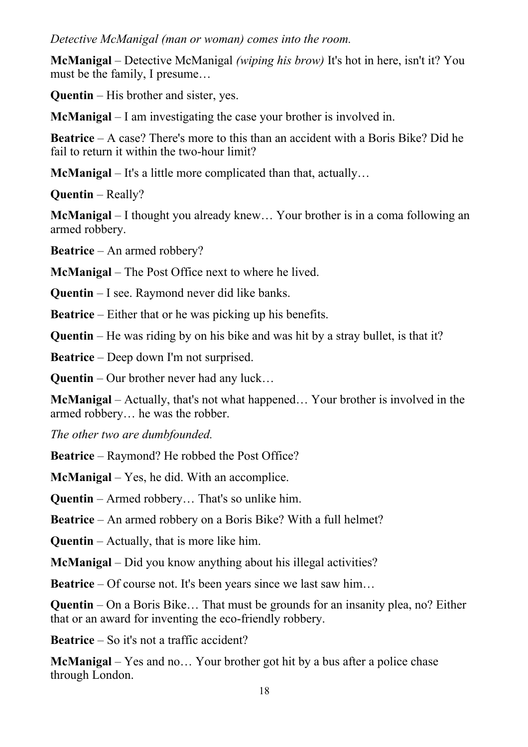*Detective McManigal (man or woman) comes into the room.*

**McManigal** – Detective McManigal *(wiping his brow)* It's hot in here, isn't it? You must be the family, I presume…

**Quentin** – His brother and sister, yes.

**McManigal** – I am investigating the case your brother is involved in.

**Beatrice** – A case? There's more to this than an accident with a Boris Bike? Did he fail to return it within the two-hour limit?

**McManigal** – It's a little more complicated than that, actually…

**Quentin** – Really?

**McManigal** – I thought you already knew… Your brother is in a coma following an armed robbery.

**Beatrice** – An armed robbery?

**McManigal** – The Post Office next to where he lived.

**Quentin** – I see. Raymond never did like banks.

**Beatrice** – Either that or he was picking up his benefits.

**Quentin** – He was riding by on his bike and was hit by a stray bullet, is that it?

**Beatrice** – Deep down I'm not surprised.

**Quentin** – Our brother never had any luck…

**McManigal** – Actually, that's not what happened… Your brother is involved in the armed robbery… he was the robber.

*The other two are dumbfounded.*

**Beatrice** – Raymond? He robbed the Post Office?

**McManigal** – Yes, he did. With an accomplice.

**Quentin** – Armed robbery… That's so unlike him.

**Beatrice** – An armed robbery on a Boris Bike? With a full helmet?

**Quentin** – Actually, that is more like him.

**McManigal** – Did you know anything about his illegal activities?

**Beatrice** – Of course not. It's been years since we last saw him…

**Quentin** – On a Boris Bike… That must be grounds for an insanity plea, no? Either that or an award for inventing the eco-friendly robbery.

**Beatrice** – So it's not a traffic accident?

**McManigal** – Yes and no… Your brother got hit by a bus after a police chase through London.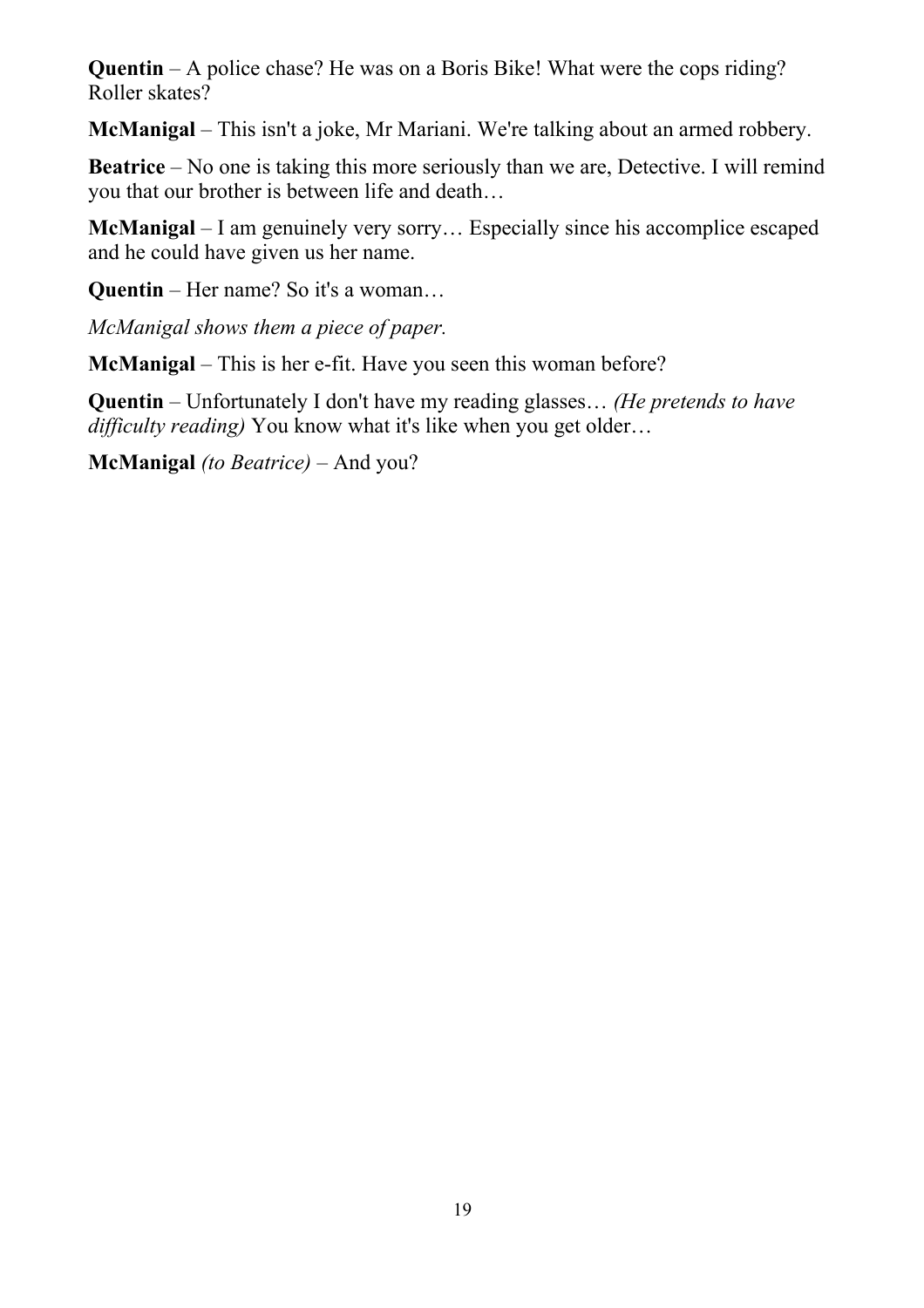**Quentin** – A police chase? He was on a Boris Bike! What were the cops riding? Roller skates?

**McManigal** – This isn't a joke, Mr Mariani. We're talking about an armed robbery.

**Beatrice** – No one is taking this more seriously than we are, Detective. I will remind you that our brother is between life and death…

**McManigal** – I am genuinely very sorry… Especially since his accomplice escaped and he could have given us her name.

**Quentin** – Her name? So it's a woman…

*McManigal shows them a piece of paper.*

**McManigal** – This is her e-fit. Have you seen this woman before?

**Quentin** – Unfortunately I don't have my reading glasses… *(He pretends to have difficulty reading)* You know what it's like when you get older…

**McManigal** *(to Beatrice)* – And you?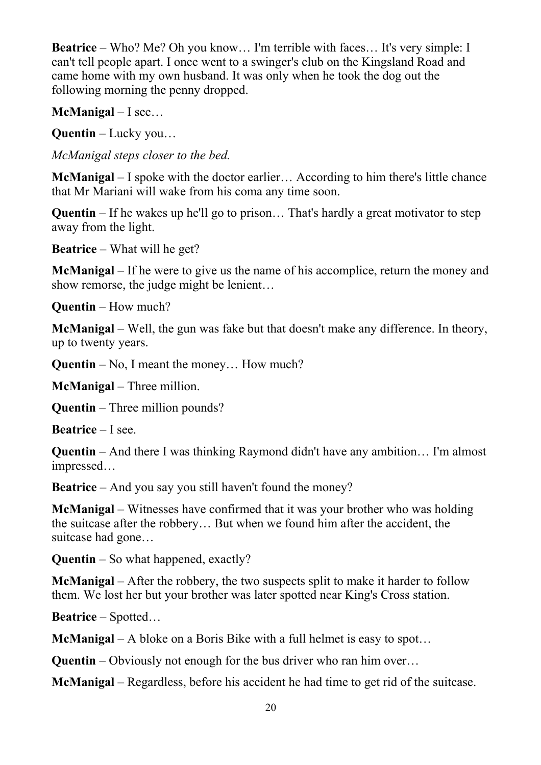**Beatrice** – Who? Me? Oh you know… I'm terrible with faces… It's very simple: I can't tell people apart. I once went to a swinger's club on the Kingsland Road and came home with my own husband. It was only when he took the dog out the following morning the penny dropped.

**McManigal** – I see…

**Quentin** – Lucky you…

*McManigal steps closer to the bed.*

**McManigal** – I spoke with the doctor earlier… According to him there's little chance that Mr Mariani will wake from his coma any time soon.

**Quentin** – If he wakes up he'll go to prison… That's hardly a great motivator to step away from the light.

**Beatrice** – What will he get?

**McManigal** – If he were to give us the name of his accomplice, return the money and show remorse, the judge might be lenient…

**Quentin** – How much?

**McManigal** – Well, the gun was fake but that doesn't make any difference. In theory, up to twenty years.

**Quentin** – No, I meant the money… How much?

**McManigal** – Three million.

**Quentin** – Three million pounds?

**Beatrice** – I see.

**Quentin** – And there I was thinking Raymond didn't have any ambition… I'm almost impressed…

**Beatrice** – And you say you still haven't found the money?

**McManigal** – Witnesses have confirmed that it was your brother who was holding the suitcase after the robbery… But when we found him after the accident, the suitcase had gone…

**Quentin** – So what happened, exactly?

**McManigal** – After the robbery, the two suspects split to make it harder to follow them. We lost her but your brother was later spotted near King's Cross station.

**Beatrice** – Spotted…

**McManigal** – A bloke on a Boris Bike with a full helmet is easy to spot…

**Quentin** – Obviously not enough for the bus driver who ran him over…

**McManigal** – Regardless, before his accident he had time to get rid of the suitcase.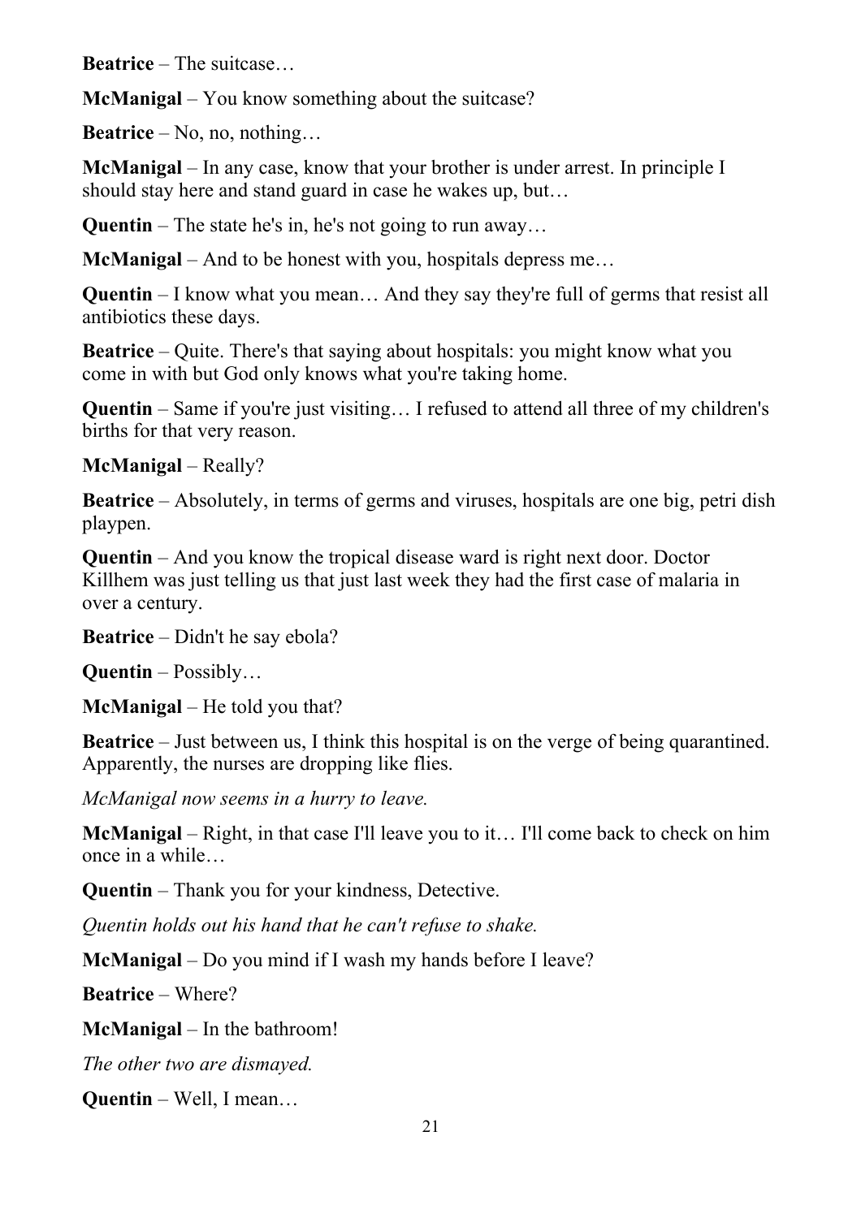**Beatrice** – The suitcase…

**McManigal** – You know something about the suitcase?

**Beatrice** – No, no, nothing…

**McManigal** – In any case, know that your brother is under arrest. In principle I should stay here and stand guard in case he wakes up, but…

**Quentin** – The state he's in, he's not going to run away…

**McManigal** – And to be honest with you, hospitals depress me…

**Quentin** – I know what you mean… And they say they're full of germs that resist all antibiotics these days.

**Beatrice** – Quite. There's that saying about hospitals: you might know what you come in with but God only knows what you're taking home.

**Quentin** – Same if you're just visiting… I refused to attend all three of my children's births for that very reason.

**McManigal** – Really?

**Beatrice** – Absolutely, in terms of germs and viruses, hospitals are one big, petri dish playpen.

**Quentin** – And you know the tropical disease ward is right next door. Doctor Killhem was just telling us that just last week they had the first case of malaria in over a century.

**Beatrice** – Didn't he say ebola?

**Quentin** – Possibly…

**McManigal** – He told you that?

**Beatrice** – Just between us, I think this hospital is on the verge of being quarantined. Apparently, the nurses are dropping like flies.

*McManigal now seems in a hurry to leave.*

**McManigal** – Right, in that case I'll leave you to it… I'll come back to check on him once in a while…

**Quentin** – Thank you for your kindness, Detective.

*Quentin holds out his hand that he can't refuse to shake.*

**McManigal** – Do you mind if I wash my hands before I leave?

**Beatrice** – Where?

**McManigal** – In the bathroom!

*The other two are dismayed.*

**Quentin** – Well, I mean…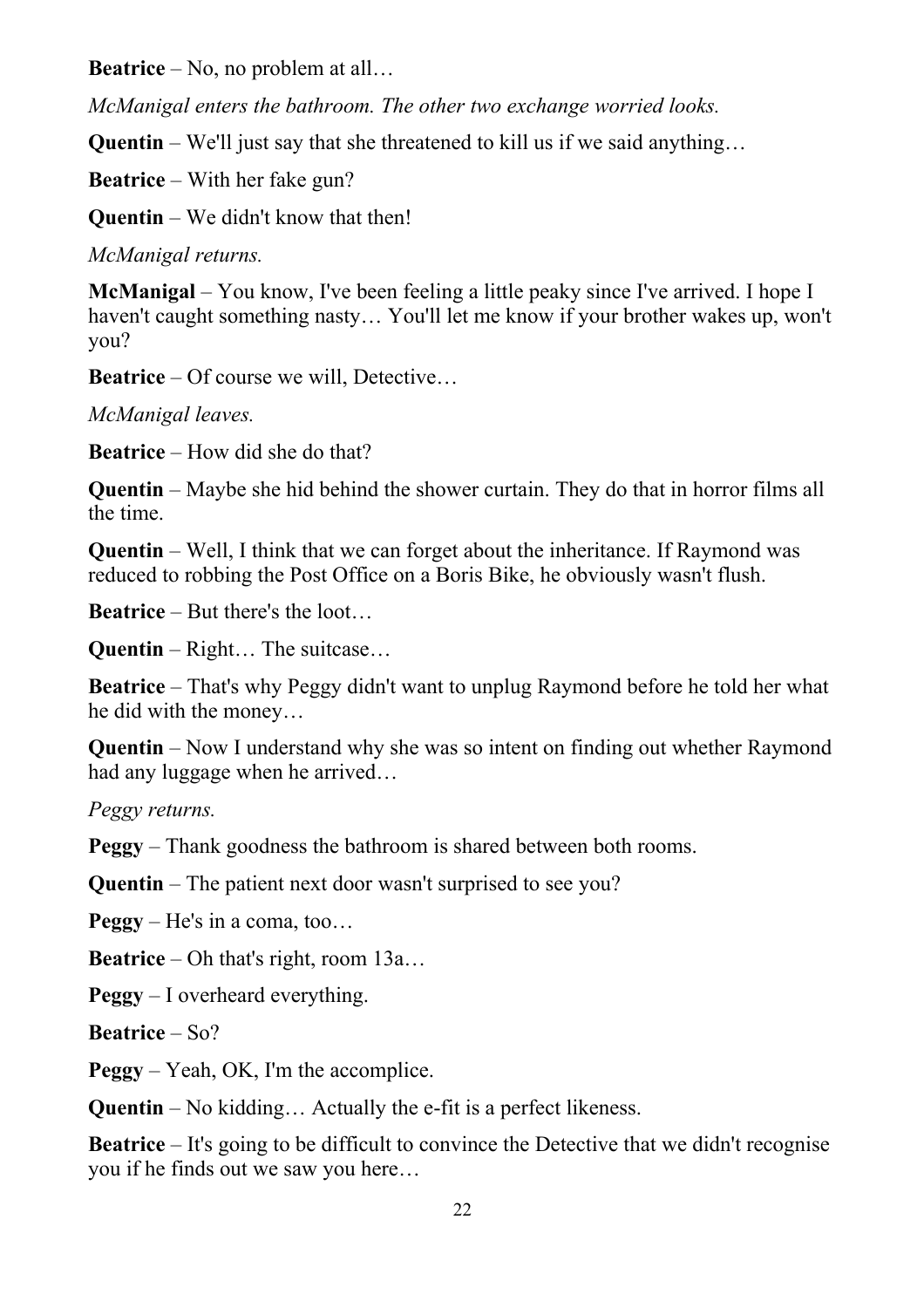**Beatrice** – No, no problem at all…

*McManigal enters the bathroom. The other two exchange worried looks.*

**Quentin** – We'll just say that she threatened to kill us if we said anything…

**Beatrice** – With her fake gun?

**Quentin** – We didn't know that then!

*McManigal returns.*

**McManigal** – You know, I've been feeling a little peaky since I've arrived. I hope I haven't caught something nasty… You'll let me know if your brother wakes up, won't you?

**Beatrice** – Of course we will, Detective…

*McManigal leaves.*

**Beatrice** – How did she do that?

**Quentin** – Maybe she hid behind the shower curtain. They do that in horror films all the time.

**Quentin** – Well, I think that we can forget about the inheritance. If Raymond was reduced to robbing the Post Office on a Boris Bike, he obviously wasn't flush.

**Beatrice** – But there's the loot…

**Quentin** – Right… The suitcase…

**Beatrice** – That's why Peggy didn't want to unplug Raymond before he told her what he did with the money…

**Quentin** – Now I understand why she was so intent on finding out whether Raymond had any luggage when he arrived…

*Peggy returns.*

**Peggy** – Thank goodness the bathroom is shared between both rooms.

**Quentin** – The patient next door wasn't surprised to see you?

**Peggy** – He's in a coma, too…

**Beatrice** – Oh that's right, room 13a…

**Peggy** – I overheard everything.

**Beatrice** – So?

**Peggy** – Yeah, OK, I'm the accomplice.

**Quentin** – No kidding… Actually the e-fit is a perfect likeness.

**Beatrice** – It's going to be difficult to convince the Detective that we didn't recognise you if he finds out we saw you here…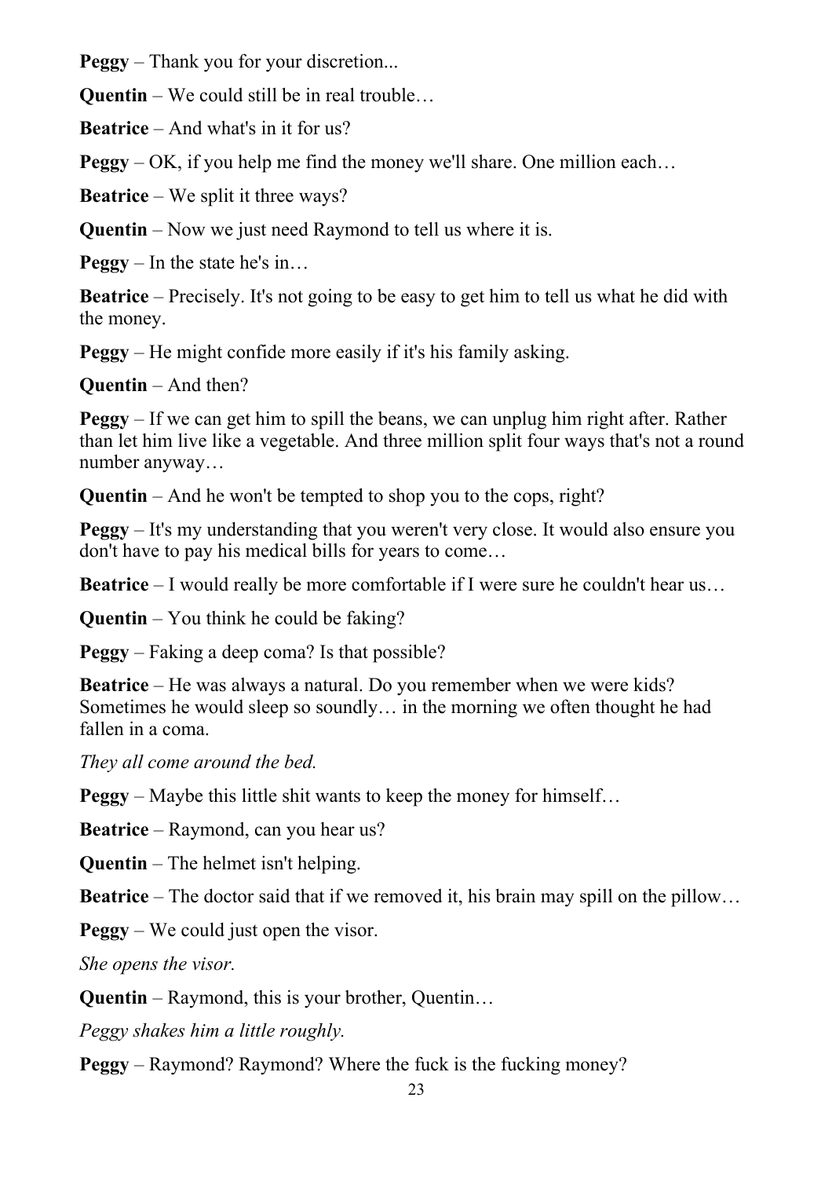**Peggy** – Thank you for your discretion...

**Quentin** – We could still be in real trouble…

**Beatrice** – And what's in it for us?

**Peggy** – OK, if you help me find the money we'll share. One million each…

**Beatrice** – We split it three ways?

**Quentin** – Now we just need Raymond to tell us where it is.

**Peggy** – In the state he's in…

**Beatrice** – Precisely. It's not going to be easy to get him to tell us what he did with the money.

**Peggy** – He might confide more easily if it's his family asking.

**Quentin** – And then?

**Peggy** – If we can get him to spill the beans, we can unplug him right after. Rather than let him live like a vegetable. And three million split four ways that's not a round number anyway…

**Quentin** – And he won't be tempted to shop you to the cops, right?

**Peggy** – It's my understanding that you weren't very close. It would also ensure you don't have to pay his medical bills for years to come…

**Beatrice** – I would really be more comfortable if I were sure he couldn't hear us…

**Quentin** – You think he could be faking?

**Peggy** – Faking a deep coma? Is that possible?

**Beatrice** – He was always a natural. Do you remember when we were kids? Sometimes he would sleep so soundly… in the morning we often thought he had fallen in a coma.

*They all come around the bed.*

**Peggy** – Maybe this little shit wants to keep the money for himself…

**Beatrice** – Raymond, can you hear us?

**Quentin** – The helmet isn't helping.

**Beatrice** – The doctor said that if we removed it, his brain may spill on the pillow…

**Peggy** – We could just open the visor.

*She opens the visor.*

**Quentin** – Raymond, this is your brother, Quentin…

*Peggy shakes him a little roughly.*

**Peggy** – Raymond? Raymond? Where the fuck is the fucking money?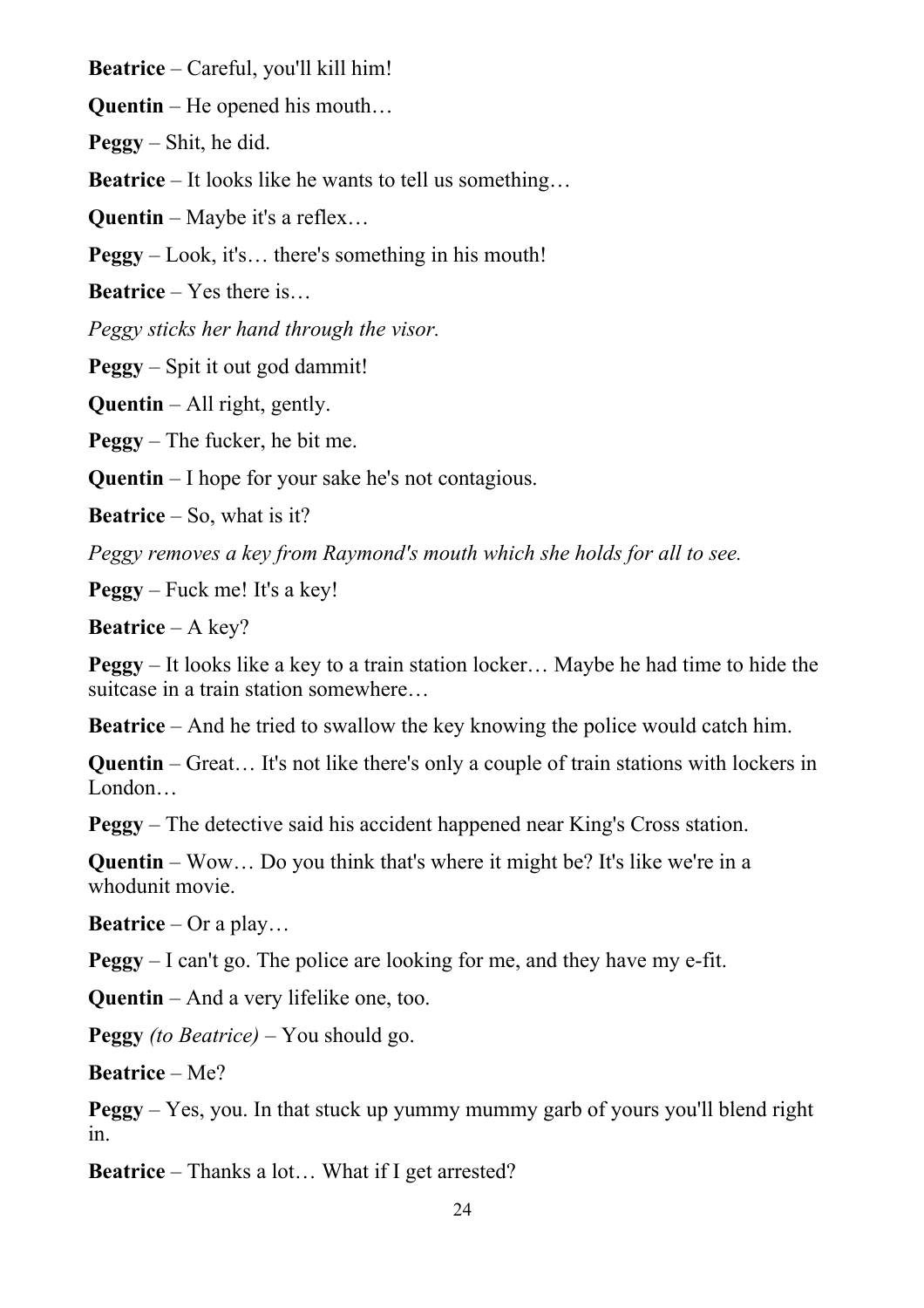**Beatrice** – Careful, you'll kill him!

**Quentin** – He opened his mouth…

**Peggy** – Shit, he did.

**Beatrice** – It looks like he wants to tell us something…

**Quentin** – Maybe it's a reflex…

**Peggy** – Look, it's… there's something in his mouth!

**Beatrice** – Yes there is…

*Peggy sticks her hand through the visor.*

**Peggy** – Spit it out god dammit!

**Quentin** – All right, gently.

**Peggy** – The fucker, he bit me.

**Quentin** – I hope for your sake he's not contagious.

**Beatrice** – So, what is it?

*Peggy removes a key from Raymond's mouth which she holds for all to see.*

**Peggy** – Fuck me! It's a key!

**Beatrice** – A key?

**Peggy** – It looks like a key to a train station locker… Maybe he had time to hide the suitcase in a train station somewhere…

**Beatrice** – And he tried to swallow the key knowing the police would catch him.

**Quentin** – Great… It's not like there's only a couple of train stations with lockers in London…

**Peggy** – The detective said his accident happened near King's Cross station.

**Quentin** – Wow… Do you think that's where it might be? It's like we're in a whodunit movie.

**Beatrice** – Or a play…

**Peggy** – I can't go. The police are looking for me, and they have my e-fit.

**Quentin** – And a very lifelike one, too.

**Peggy** *(to Beatrice)* – You should go.

**Beatrice** – Me?

**Peggy** – Yes, you. In that stuck up yummy mummy garb of yours you'll blend right in.

**Beatrice** – Thanks a lot… What if I get arrested?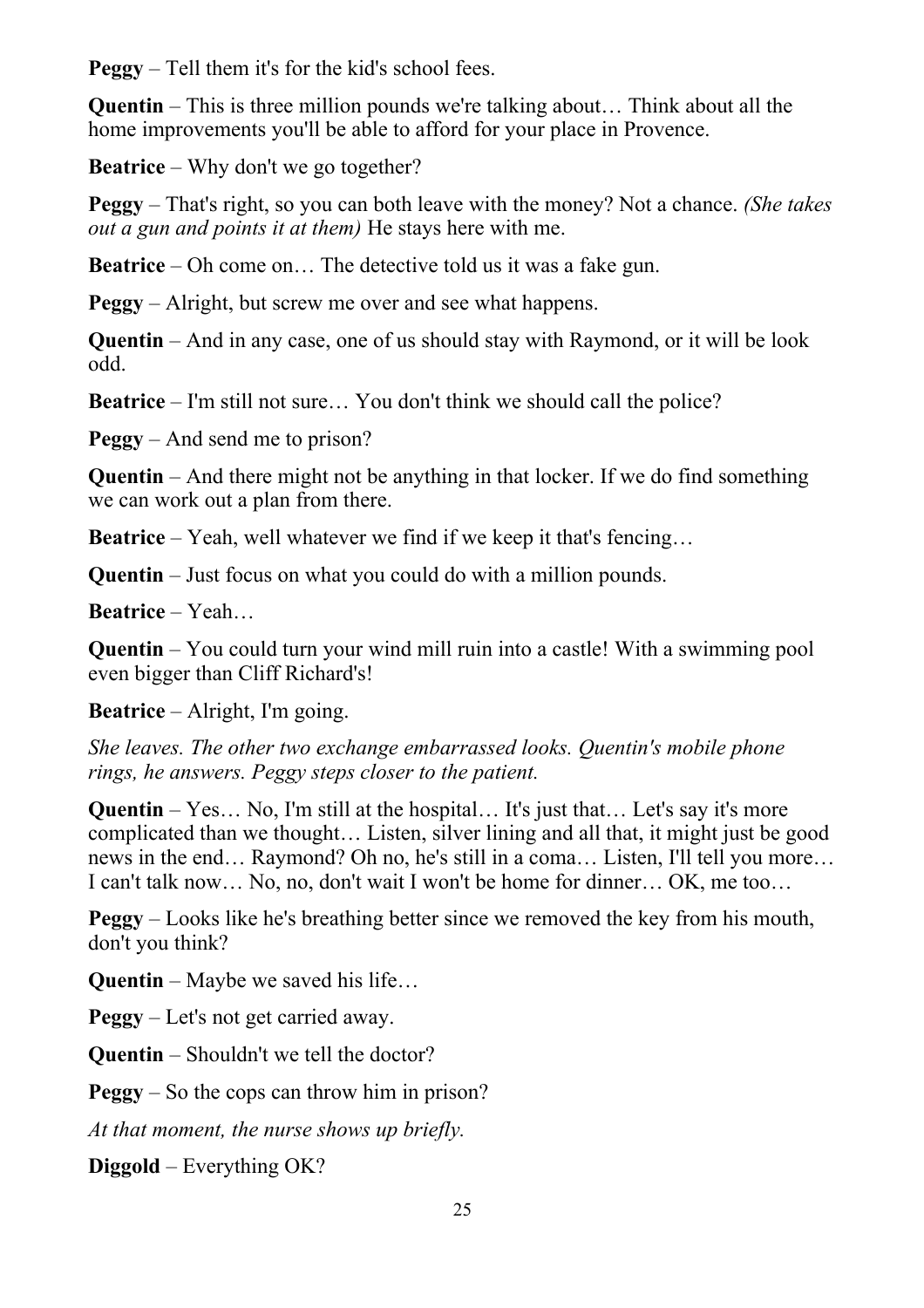**Peggy** – Tell them it's for the kid's school fees.

**Quentin** – This is three million pounds we're talking about… Think about all the home improvements you'll be able to afford for your place in Provence.

**Beatrice** – Why don't we go together?

**Peggy** – That's right, so you can both leave with the money? Not a chance. *(She takes out a gun and points it at them)* He stays here with me.

**Beatrice** – Oh come on… The detective told us it was a fake gun.

**Peggy** – Alright, but screw me over and see what happens.

**Quentin** – And in any case, one of us should stay with Raymond, or it will be look odd.

**Beatrice** – I'm still not sure… You don't think we should call the police?

**Peggy** – And send me to prison?

**Quentin** – And there might not be anything in that locker. If we do find something we can work out a plan from there.

**Beatrice** – Yeah, well whatever we find if we keep it that's fencing…

**Quentin** – Just focus on what you could do with a million pounds.

**Beatrice** – Yeah…

**Quentin** – You could turn your wind mill ruin into a castle! With a swimming pool even bigger than Cliff Richard's!

**Beatrice** – Alright, I'm going.

*She leaves. The other two exchange embarrassed looks. Quentin's mobile phone rings, he answers. Peggy steps closer to the patient.*

**Quentin** – Yes… No, I'm still at the hospital… It's just that… Let's say it's more complicated than we thought… Listen, silver lining and all that, it might just be good news in the end… Raymond? Oh no, he's still in a coma… Listen, I'll tell you more… I can't talk now… No, no, don't wait I won't be home for dinner… OK, me too…

**Peggy** – Looks like he's breathing better since we removed the key from his mouth, don't you think?

**Quentin** – Maybe we saved his life…

**Peggy** – Let's not get carried away.

**Quentin** – Shouldn't we tell the doctor?

**Peggy** – So the cops can throw him in prison?

*At that moment, the nurse shows up briefly.*

**Diggold** – Everything OK?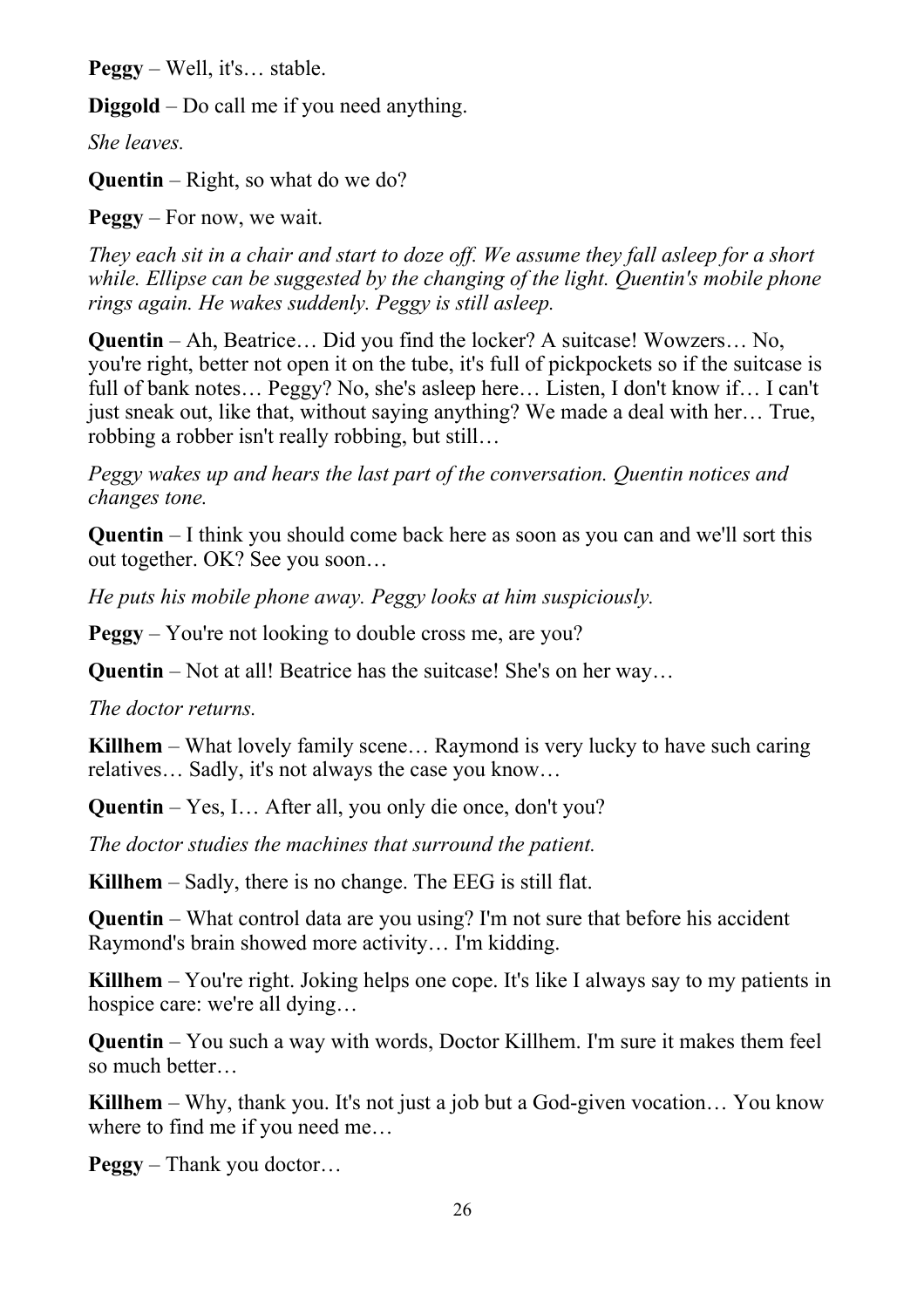**Peggy** – Well, it's… stable.

**Diggold** – Do call me if you need anything.

*She leaves.*

**Quentin** – Right, so what do we do?

**Peggy** – For now, we wait.

*They each sit in a chair and start to doze off. We assume they fall asleep for a short while. Ellipse can be suggested by the changing of the light. Quentin's mobile phone rings again. He wakes suddenly. Peggy is still asleep.*

**Quentin** – Ah, Beatrice… Did you find the locker? A suitcase! Wowzers… No, you're right, better not open it on the tube, it's full of pickpockets so if the suitcase is full of bank notes… Peggy? No, she's asleep here… Listen, I don't know if… I can't just sneak out, like that, without saying anything? We made a deal with her… True, robbing a robber isn't really robbing, but still…

*Peggy wakes up and hears the last part of the conversation. Quentin notices and changes tone.*

**Quentin** – I think you should come back here as soon as you can and we'll sort this out together. OK? See you soon…

*He puts his mobile phone away. Peggy looks at him suspiciously.*

**Peggy** – You're not looking to double cross me, are you?

**Quentin** – Not at all! Beatrice has the suitcase! She's on her way…

*The doctor returns.*

**Killhem** – What lovely family scene… Raymond is very lucky to have such caring relatives… Sadly, it's not always the case you know…

**Quentin** – Yes, I… After all, you only die once, don't you?

*The doctor studies the machines that surround the patient.*

**Killhem** – Sadly, there is no change. The EEG is still flat.

**Quentin** – What control data are you using? I'm not sure that before his accident Raymond's brain showed more activity… I'm kidding.

**Killhem** – You're right. Joking helps one cope. It's like I always say to my patients in hospice care: we're all dying…

**Quentin** – You such a way with words, Doctor Killhem. I'm sure it makes them feel so much better…

**Killhem** – Why, thank you. It's not just a job but a God-given vocation… You know where to find me if you need me…

**Peggy** – Thank you doctor…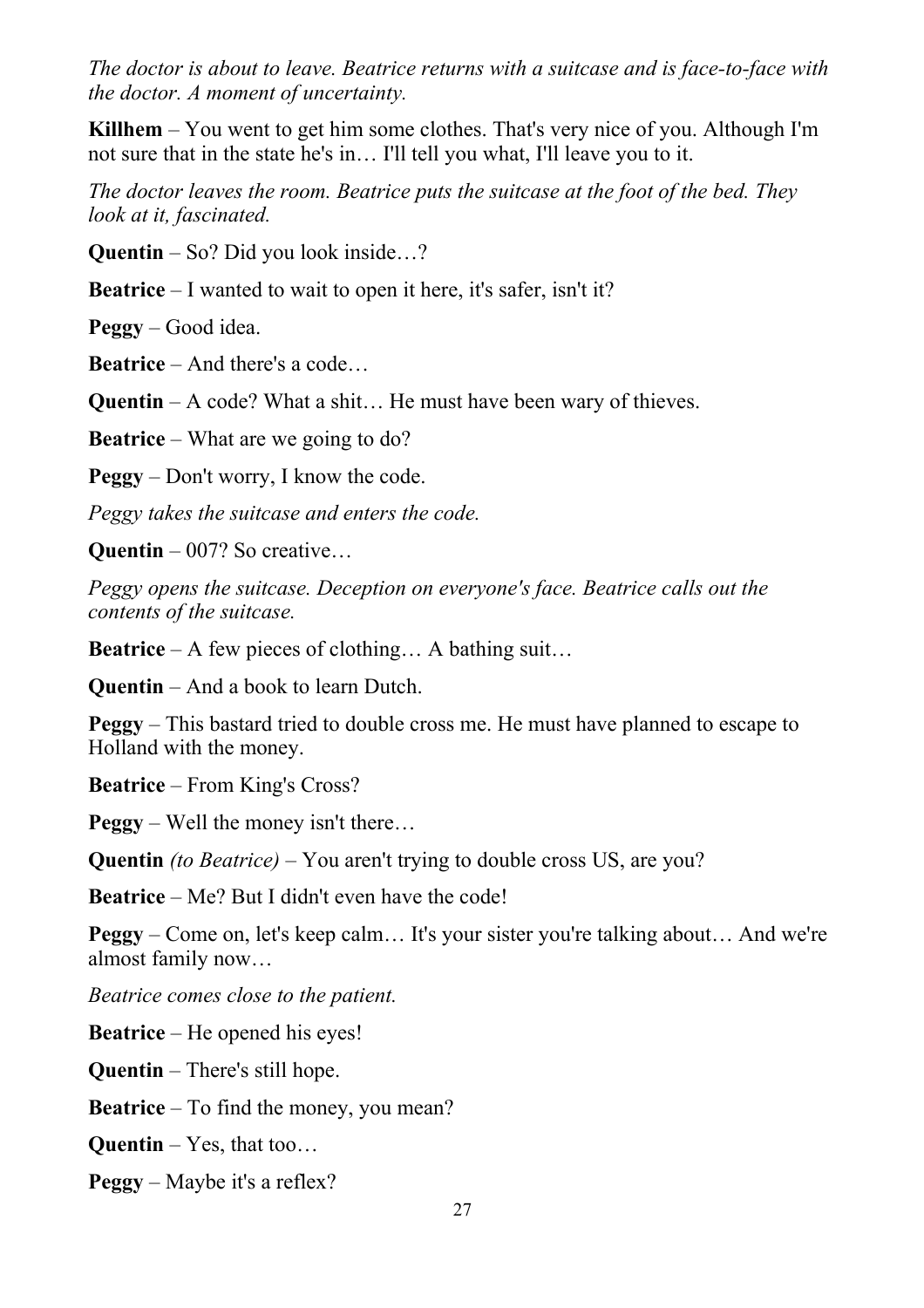*The doctor is about to leave. Beatrice returns with a suitcase and is face-to-face with the doctor. A moment of uncertainty.*

**Killhem** – You went to get him some clothes. That's very nice of you. Although I'm not sure that in the state he's in… I'll tell you what, I'll leave you to it.

*The doctor leaves the room. Beatrice puts the suitcase at the foot of the bed. They look at it, fascinated.*

**Quentin** – So? Did you look inside…?

**Beatrice** – I wanted to wait to open it here, it's safer, isn't it?

**Peggy** – Good idea.

**Beatrice** – And there's a code…

**Quentin** – A code? What a shit… He must have been wary of thieves.

**Beatrice** – What are we going to do?

**Peggy** – Don't worry, I know the code.

*Peggy takes the suitcase and enters the code.*

**Quentin** – 007? So creative…

*Peggy opens the suitcase. Deception on everyone's face. Beatrice calls out the contents of the suitcase.*

**Beatrice** – A few pieces of clothing… A bathing suit…

**Quentin** – And a book to learn Dutch.

**Peggy** – This bastard tried to double cross me. He must have planned to escape to Holland with the money.

**Beatrice** – From King's Cross?

**Peggy** – Well the money isn't there…

**Quentin** *(to Beatrice)* – You aren't trying to double cross US, are you?

**Beatrice** – Me? But I didn't even have the code!

**Peggy** – Come on, let's keep calm… It's your sister you're talking about… And we're almost family now…

*Beatrice comes close to the patient.*

**Beatrice** – He opened his eyes!

**Quentin** – There's still hope.

**Beatrice** – To find the money, you mean?

**Quentin** – Yes, that too…

**Peggy** – Maybe it's a reflex?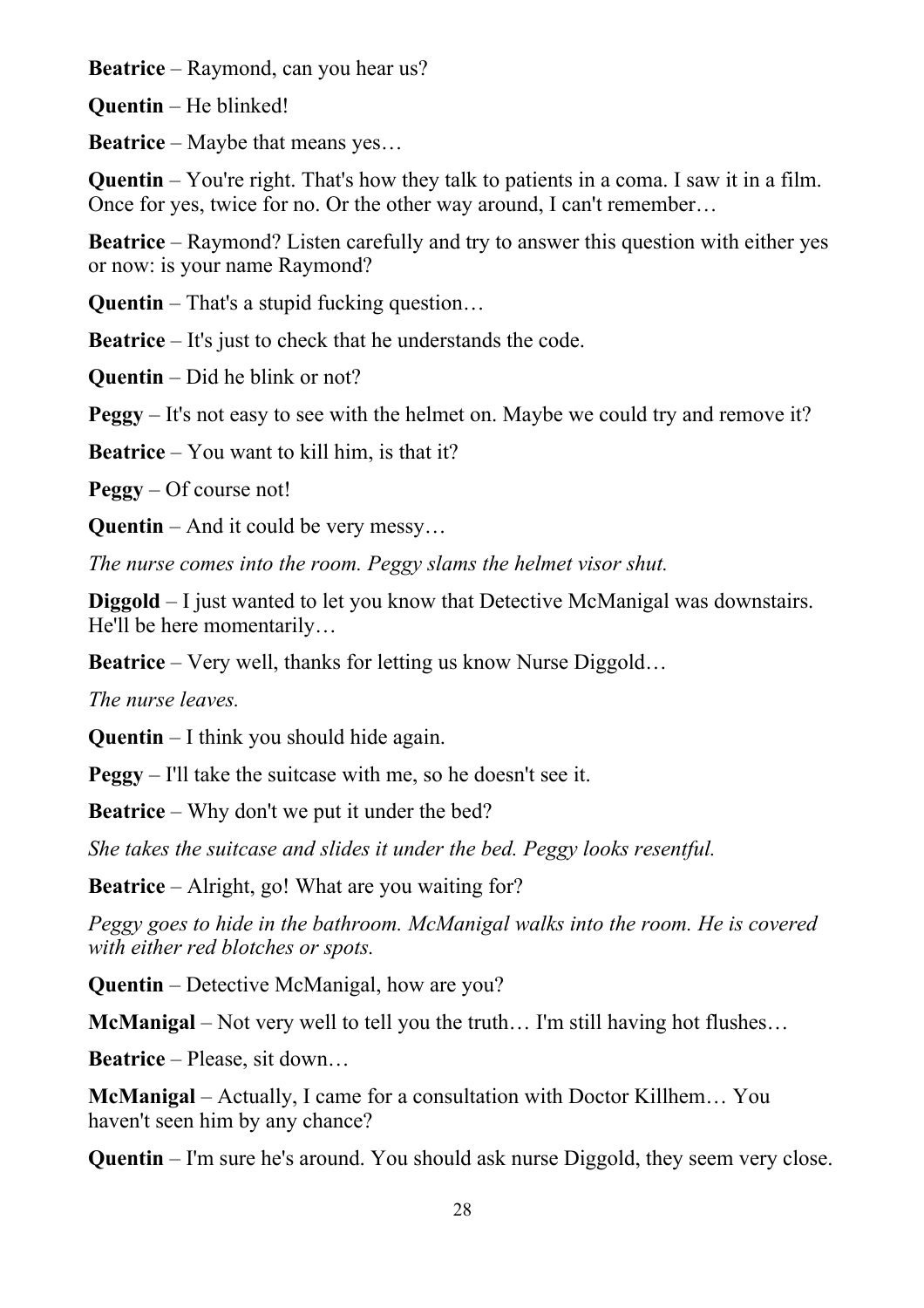**Beatrice** – Raymond, can you hear us?

**Quentin** – He blinked!

**Beatrice** – Maybe that means yes…

**Quentin** – You're right. That's how they talk to patients in a coma. I saw it in a film. Once for yes, twice for no. Or the other way around, I can't remember…

**Beatrice** – Raymond? Listen carefully and try to answer this question with either yes or now: is your name Raymond?

**Quentin** – That's a stupid fucking question…

**Beatrice** – It's just to check that he understands the code.

**Quentin** – Did he blink or not?

**Peggy** – It's not easy to see with the helmet on. Maybe we could try and remove it?

**Beatrice** – You want to kill him, is that it?

**Peggy** – Of course not!

**Quentin** – And it could be very messy…

*The nurse comes into the room. Peggy slams the helmet visor shut.*

**Diggold** – I just wanted to let you know that Detective McManigal was downstairs. He'll be here momentarily…

**Beatrice** – Very well, thanks for letting us know Nurse Diggold…

*The nurse leaves.*

**Quentin** – I think you should hide again.

**Peggy** – I'll take the suitcase with me, so he doesn't see it.

**Beatrice** – Why don't we put it under the bed?

*She takes the suitcase and slides it under the bed. Peggy looks resentful.*

**Beatrice** – Alright, go! What are you waiting for?

*Peggy goes to hide in the bathroom. McManigal walks into the room. He is covered with either red blotches or spots.*

**Quentin** – Detective McManigal, how are you?

**McManigal** – Not very well to tell you the truth… I'm still having hot flushes…

**Beatrice** – Please, sit down…

**McManigal** – Actually, I came for a consultation with Doctor Killhem… You haven't seen him by any chance?

**Quentin** – I'm sure he's around. You should ask nurse Diggold, they seem very close.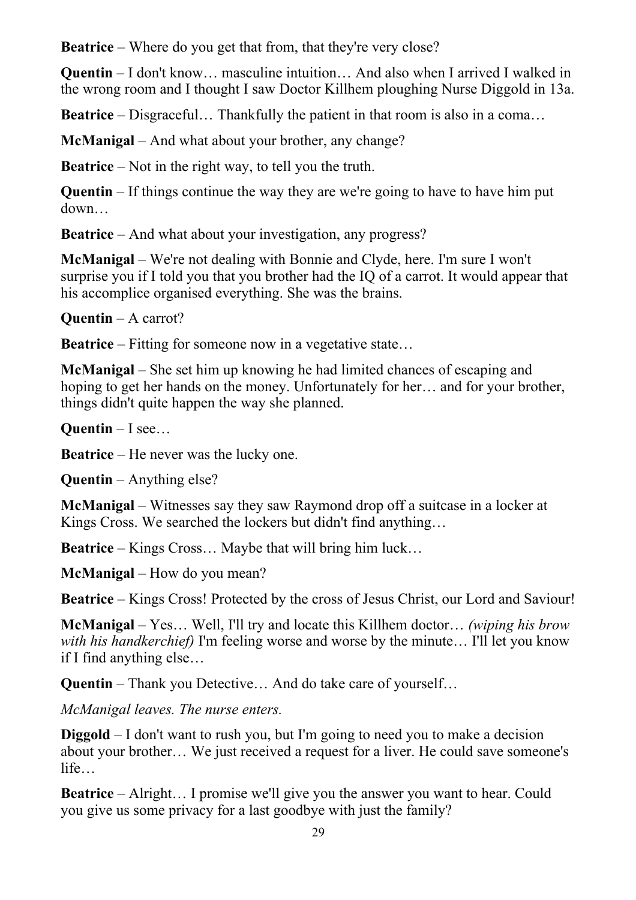**Beatrice** – Where do you get that from, that they're very close?

**Quentin** – I don't know… masculine intuition… And also when I arrived I walked in the wrong room and I thought I saw Doctor Killhem ploughing Nurse Diggold in 13a.

**Beatrice** – Disgraceful… Thankfully the patient in that room is also in a coma…

**McManigal** – And what about your brother, any change?

**Beatrice** – Not in the right way, to tell you the truth.

**Quentin** – If things continue the way they are we're going to have to have him put down…

**Beatrice** – And what about your investigation, any progress?

**McManigal** – We're not dealing with Bonnie and Clyde, here. I'm sure I won't surprise you if I told you that you brother had the IQ of a carrot. It would appear that his accomplice organised everything. She was the brains.

**Quentin** – A carrot?

**Beatrice** – Fitting for someone now in a vegetative state…

**McManigal** – She set him up knowing he had limited chances of escaping and hoping to get her hands on the money. Unfortunately for her… and for your brother, things didn't quite happen the way she planned.

**Quentin** – I see…

**Beatrice** – He never was the lucky one.

**Quentin** – Anything else?

**McManigal** – Witnesses say they saw Raymond drop off a suitcase in a locker at Kings Cross. We searched the lockers but didn't find anything…

**Beatrice** – Kings Cross… Maybe that will bring him luck…

**McManigal** – How do you mean?

**Beatrice** – Kings Cross! Protected by the cross of Jesus Christ, our Lord and Saviour!

**McManigal** – Yes… Well, I'll try and locate this Killhem doctor… *(wiping his brow with his handkerchief)* I'm feeling worse and worse by the minute… I'll let you know if I find anything else…

**Quentin** – Thank you Detective… And do take care of yourself…

*McManigal leaves. The nurse enters.*

**Diggold** – I don't want to rush you, but I'm going to need you to make a decision about your brother… We just received a request for a liver. He could save someone's life…

**Beatrice** – Alright… I promise we'll give you the answer you want to hear. Could you give us some privacy for a last goodbye with just the family?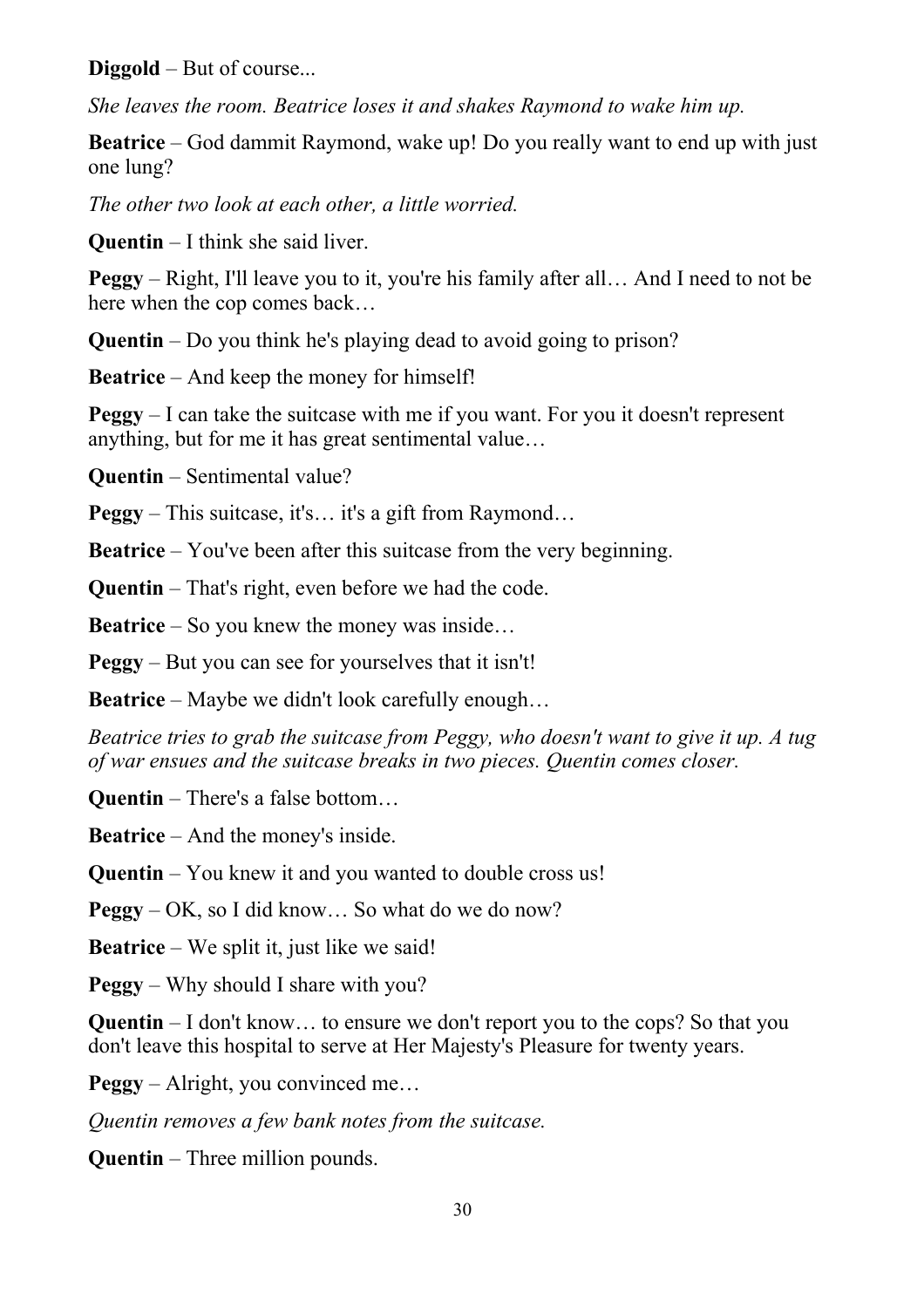**Diggold** – But of course...

*She leaves the room. Beatrice loses it and shakes Raymond to wake him up.*

**Beatrice** – God dammit Raymond, wake up! Do you really want to end up with just one lung?

*The other two look at each other, a little worried.*

**Quentin** – I think she said liver.

**Peggy** – Right, I'll leave you to it, you're his family after all… And I need to not be here when the cop comes back…

**Quentin** – Do you think he's playing dead to avoid going to prison?

**Beatrice** – And keep the money for himself!

**Peggy** – I can take the suitcase with me if you want. For you it doesn't represent anything, but for me it has great sentimental value…

**Quentin** – Sentimental value?

**Peggy** – This suitcase, it's… it's a gift from Raymond…

**Beatrice** – You've been after this suitcase from the very beginning.

**Quentin** – That's right, even before we had the code.

**Beatrice** – So you knew the money was inside…

**Peggy** – But you can see for yourselves that it isn't!

**Beatrice** – Maybe we didn't look carefully enough…

*Beatrice tries to grab the suitcase from Peggy, who doesn't want to give it up. A tug of war ensues and the suitcase breaks in two pieces. Quentin comes closer.*

**Quentin** – There's a false bottom…

**Beatrice** – And the money's inside.

**Quentin** – You knew it and you wanted to double cross us!

**Peggy** – OK, so I did know… So what do we do now?

**Beatrice** – We split it, just like we said!

**Peggy** – Why should I share with you?

**Quentin** – I don't know… to ensure we don't report you to the cops? So that you don't leave this hospital to serve at Her Majesty's Pleasure for twenty years.

**Peggy** – Alright, you convinced me…

*Quentin removes a few bank notes from the suitcase.*

**Quentin** – Three million pounds.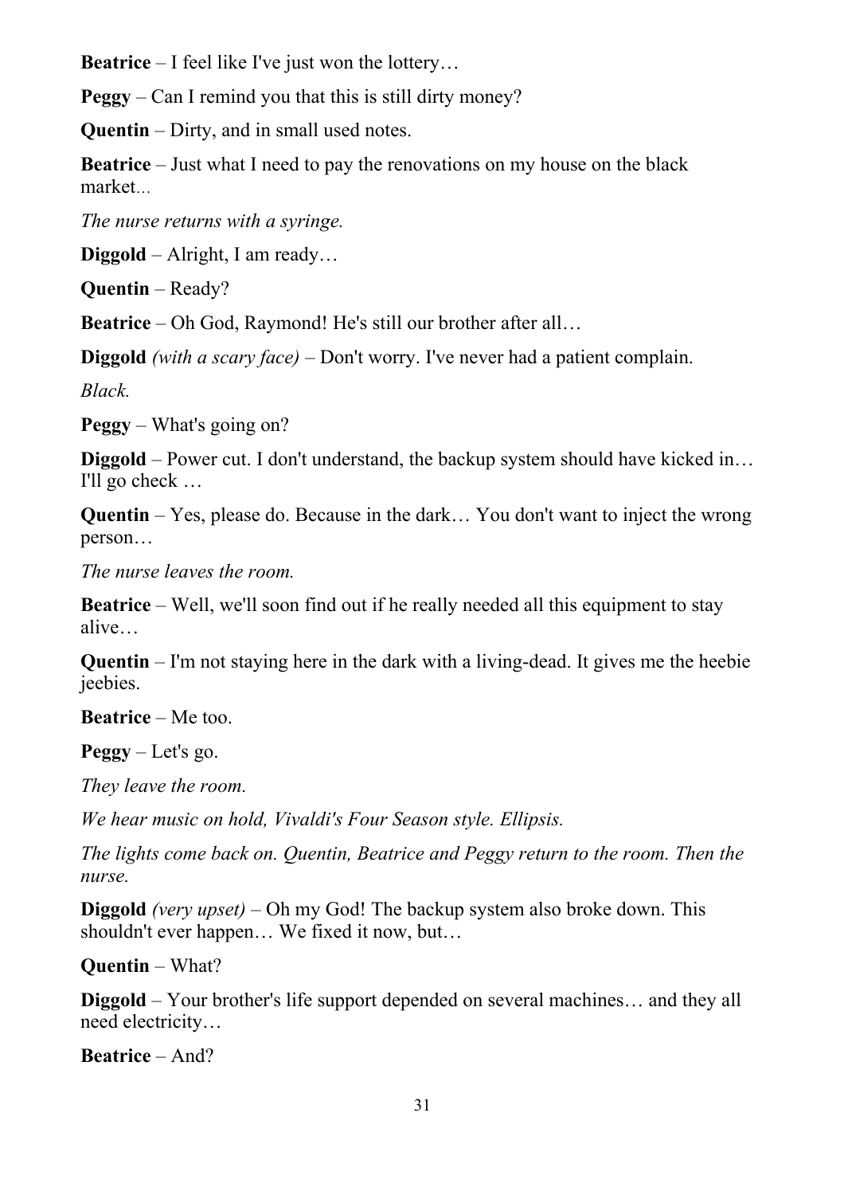**Beatrice** – I feel like I've just won the lottery…

**Peggy** – Can I remind you that this is still dirty money?

**Quentin** – Dirty, and in small used notes.

**Beatrice** – Just what I need to pay the renovations on my house on the black market…

*The nurse returns with a syringe.*

**Diggold** – Alright, I am ready…

**Quentin** – Ready?

**Beatrice** – Oh God, Raymond! He's still our brother after all…

**Diggold** *(with a scary face)* – Don't worry. I've never had a patient complain.

*Black.*

**Peggy** – What's going on?

**Diggold** – Power cut. I don't understand, the backup system should have kicked in… I'll go check …

**Quentin** – Yes, please do. Because in the dark… You don't want to inject the wrong person…

*The nurse leaves the room.*

**Beatrice** – Well, we'll soon find out if he really needed all this equipment to stay alive…

**Quentin** – I'm not staying here in the dark with a living-dead. It gives me the heebie jeebies.

**Beatrice** – Me too.

**Peggy** – Let's go.

*They leave the room.*

*We hear music on hold, Vivaldi's Four Season style. Ellipsis.*

*The lights come back on. Quentin, Beatrice and Peggy return to the room. Then the nurse.*

**Diggold** *(very upset)* – Oh my God! The backup system also broke down. This shouldn't ever happen… We fixed it now, but…

**Quentin** – What?

**Diggold** – Your brother's life support depended on several machines… and they all need electricity…

**Beatrice** – And?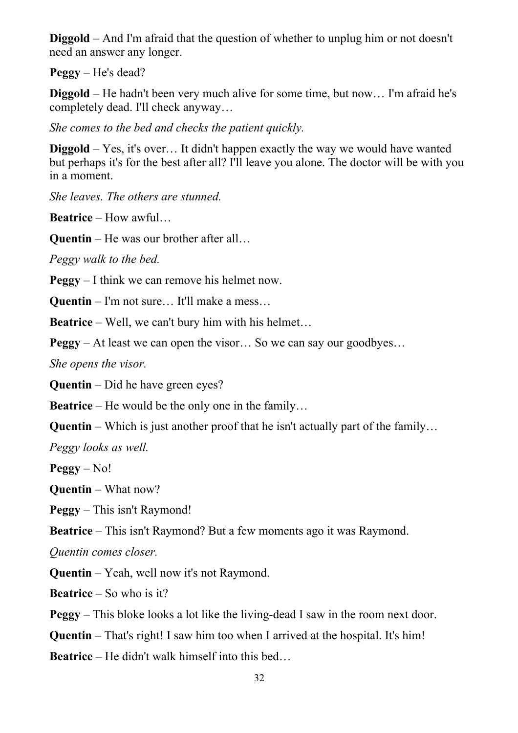**Diggold** – And I'm afraid that the question of whether to unplug him or not doesn't need an answer any longer.

**Peggy** – He's dead?

**Diggold** – He hadn't been very much alive for some time, but now… I'm afraid he's completely dead. I'll check anyway…

*She comes to the bed and checks the patient quickly.*

**Diggold** – Yes, it's over… It didn't happen exactly the way we would have wanted but perhaps it's for the best after all? I'll leave you alone. The doctor will be with you in a moment.

*She leaves. The others are stunned.*

**Beatrice** – How awful…

**Quentin** – He was our brother after all…

*Peggy walk to the bed.*

**Peggy** – I think we can remove his helmet now.

**Quentin** – I'm not sure… It'll make a mess…

**Beatrice** – Well, we can't bury him with his helmet…

**Peggy** – At least we can open the visor… So we can say our goodbyes…

*She opens the visor.*

**Quentin** – Did he have green eyes?

**Beatrice** – He would be the only one in the family…

**Quentin** – Which is just another proof that he isn't actually part of the family…

*Peggy looks as well.*

**Peggy** – No!

**Quentin** – What now?

**Peggy** – This isn't Raymond!

**Beatrice** – This isn't Raymond? But a few moments ago it was Raymond.

*Quentin comes closer.*

**Quentin** – Yeah, well now it's not Raymond.

**Beatrice** – So who is it?

**Peggy** – This bloke looks a lot like the living-dead I saw in the room next door.

**Quentin** – That's right! I saw him too when I arrived at the hospital. It's him!

**Beatrice** – He didn't walk himself into this bed…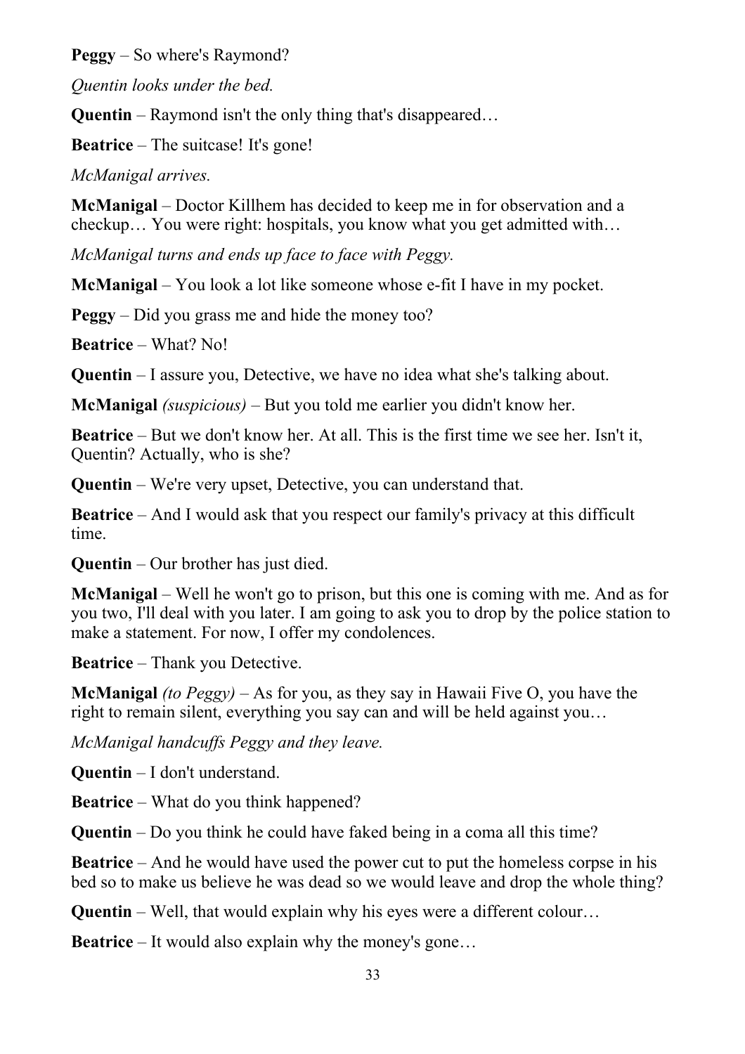**Peggy** – So where's Raymond?

*Quentin looks under the bed.*

**Quentin** – Raymond isn't the only thing that's disappeared…

**Beatrice** – The suitcase! It's gone!

*McManigal arrives.*

**McManigal** – Doctor Killhem has decided to keep me in for observation and a checkup… You were right: hospitals, you know what you get admitted with…

*McManigal turns and ends up face to face with Peggy.*

**McManigal** – You look a lot like someone whose e-fit I have in my pocket.

**Peggy** – Did you grass me and hide the money too?

**Beatrice** – What? No!

**Quentin** – I assure you, Detective, we have no idea what she's talking about.

**McManigal** *(suspicious)* – But you told me earlier you didn't know her.

**Beatrice** – But we don't know her. At all. This is the first time we see her. Isn't it, Quentin? Actually, who is she?

**Quentin** – We're very upset, Detective, you can understand that.

**Beatrice** – And I would ask that you respect our family's privacy at this difficult time.

**Quentin** – Our brother has just died.

**McManigal** – Well he won't go to prison, but this one is coming with me. And as for you two, I'll deal with you later. I am going to ask you to drop by the police station to make a statement. For now, I offer my condolences.

**Beatrice** – Thank you Detective.

**McManigal** *(to Peggy)* – As for you, as they say in Hawaii Five O, you have the right to remain silent, everything you say can and will be held against you…

*McManigal handcuffs Peggy and they leave.*

**Quentin** – I don't understand.

**Beatrice** – What do you think happened?

**Quentin** – Do you think he could have faked being in a coma all this time?

**Beatrice** – And he would have used the power cut to put the homeless corpse in his bed so to make us believe he was dead so we would leave and drop the whole thing?

**Quentin** – Well, that would explain why his eyes were a different colour…

**Beatrice** – It would also explain why the money's gone…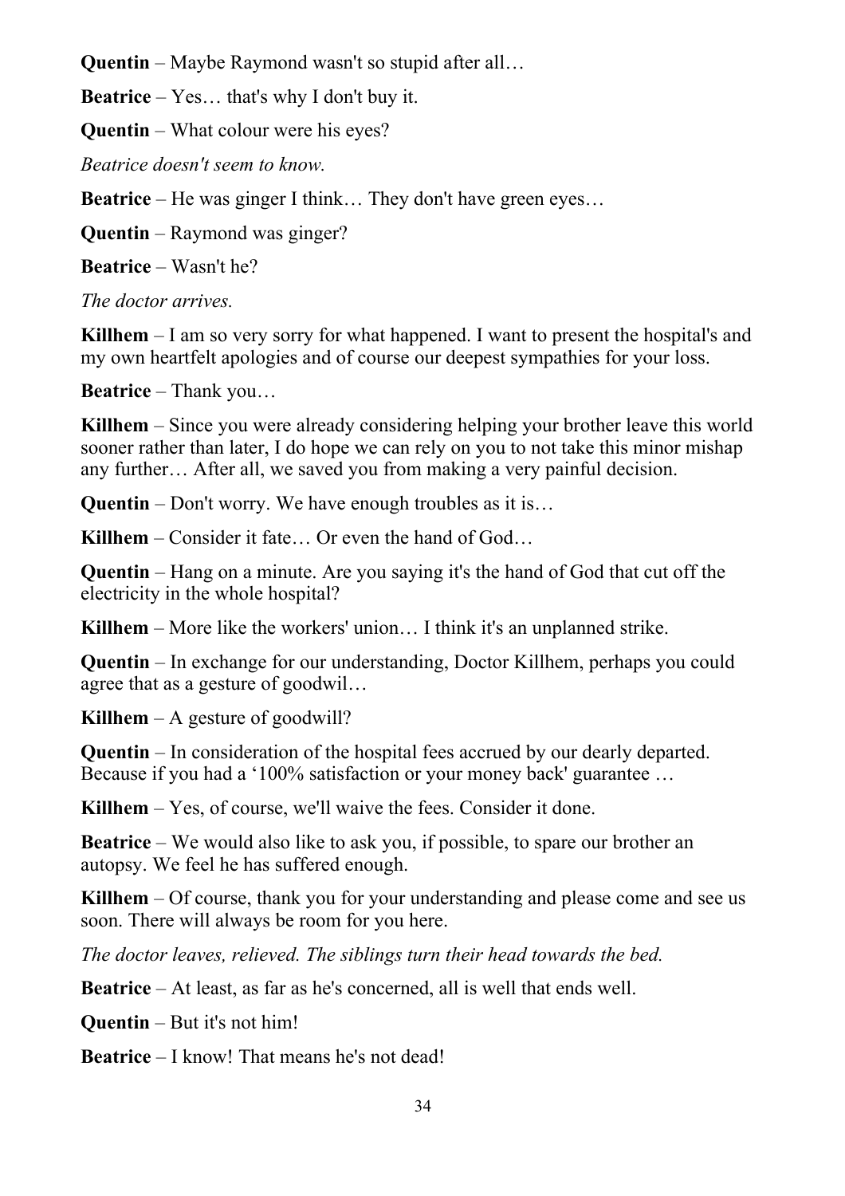**Quentin** – Maybe Raymond wasn't so stupid after all…

**Beatrice** – Yes… that's why I don't buy it.

**Quentin** – What colour were his eyes?

*Beatrice doesn't seem to know.*

**Beatrice** – He was ginger I think… They don't have green eyes…

**Quentin** – Raymond was ginger?

**Beatrice** – Wasn't he?

*The doctor arrives.*

**Killhem** – I am so very sorry for what happened. I want to present the hospital's and my own heartfelt apologies and of course our deepest sympathies for your loss.

**Beatrice** – Thank you…

**Killhem** – Since you were already considering helping your brother leave this world sooner rather than later, I do hope we can rely on you to not take this minor mishap any further… After all, we saved you from making a very painful decision.

**Quentin** – Don't worry. We have enough troubles as it is…

**Killhem** – Consider it fate… Or even the hand of God…

**Quentin** – Hang on a minute. Are you saying it's the hand of God that cut off the electricity in the whole hospital?

**Killhem** – More like the workers' union… I think it's an unplanned strike.

**Quentin** – In exchange for our understanding, Doctor Killhem, perhaps you could agree that as a gesture of goodwil…

**Killhem** – A gesture of goodwill?

**Quentin** – In consideration of the hospital fees accrued by our dearly departed. Because if you had a '100% satisfaction or your money back' guarantee …

**Killhem** – Yes, of course, we'll waive the fees. Consider it done.

**Beatrice** – We would also like to ask you, if possible, to spare our brother an autopsy. We feel he has suffered enough.

**Killhem** – Of course, thank you for your understanding and please come and see us soon. There will always be room for you here.

*The doctor leaves, relieved. The siblings turn their head towards the bed.*

**Beatrice** – At least, as far as he's concerned, all is well that ends well.

**Quentin** – But it's not him!

**Beatrice** – I know! That means he's not dead!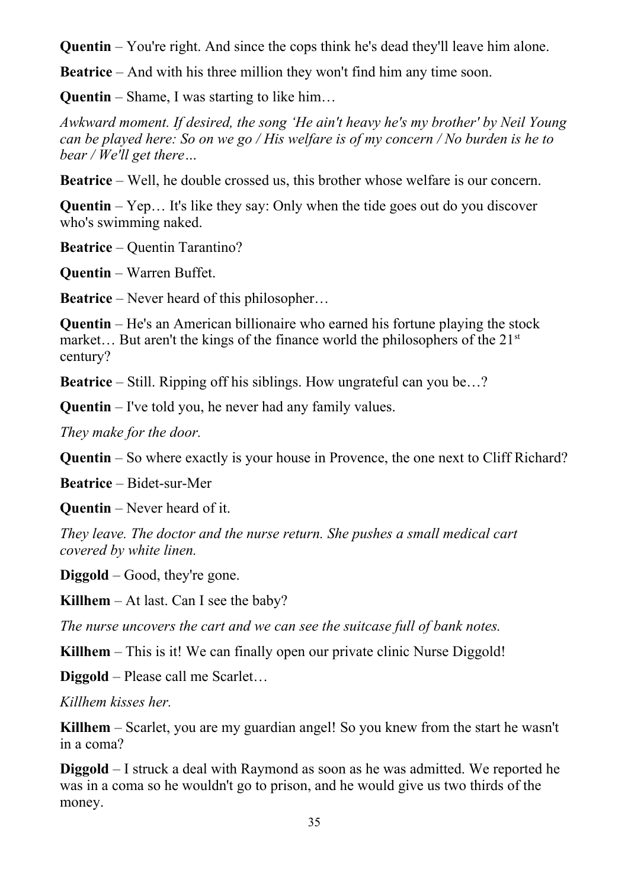**Quentin** – You're right. And since the cops think he's dead they'll leave him alone.

**Beatrice** – And with his three million they won't find him any time soon.

**Quentin** – Shame, I was starting to like him…

*Awkward moment. If desired, the song 'He ain't heavy he's my brother' by Neil Young can be played here: So on we go / His welfare is of my concern / No burden is he to bear / We'll get there…*

**Beatrice** – Well, he double crossed us, this brother whose welfare is our concern.

**Quentin** – Yep… It's like they say: Only when the tide goes out do you discover who's swimming naked.

**Beatrice** – Quentin Tarantino?

**Quentin** – Warren Buffet.

**Beatrice** – Never heard of this philosopher…

**Quentin** – He's an American billionaire who earned his fortune playing the stock market… But aren't the kings of the finance world the philosophers of the 21st century?

**Beatrice** – Still. Ripping off his siblings. How ungrateful can you be…?

**Quentin** – I've told you, he never had any family values.

*They make for the door.*

**Quentin** – So where exactly is your house in Provence, the one next to Cliff Richard?

**Beatrice** – Bidet-sur-Mer

**Quentin** – Never heard of it.

*They leave. The doctor and the nurse return. She pushes a small medical cart covered by white linen.*

**Diggold** – Good, they're gone.

**Killhem** – At last. Can I see the baby?

*The nurse uncovers the cart and we can see the suitcase full of bank notes.*

**Killhem** – This is it! We can finally open our private clinic Nurse Diggold!

**Diggold** – Please call me Scarlet…

*Killhem kisses her.*

**Killhem** – Scarlet, you are my guardian angel! So you knew from the start he wasn't in a coma?

**Diggold** – I struck a deal with Raymond as soon as he was admitted. We reported he was in a coma so he wouldn't go to prison, and he would give us two thirds of the money.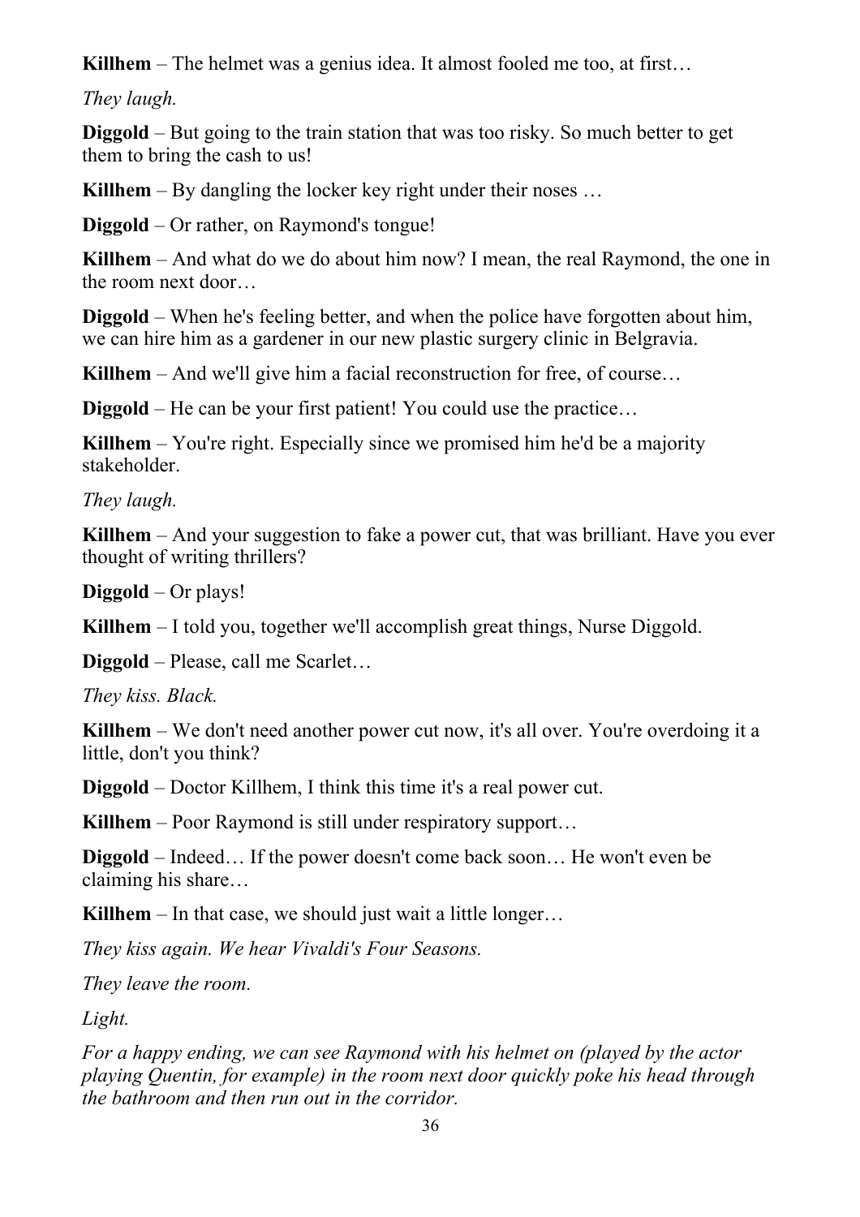**Killhem** – The helmet was a genius idea. It almost fooled me too, at first…

*They laugh.*

**Diggold** – But going to the train station that was too risky. So much better to get them to bring the cash to us!

**Killhem** – By dangling the locker key right under their noses …

**Diggold** – Or rather, on Raymond's tongue!

**Killhem** – And what do we do about him now? I mean, the real Raymond, the one in the room next door…

**Diggold** – When he's feeling better, and when the police have forgotten about him, we can hire him as a gardener in our new plastic surgery clinic in Belgravia.

**Killhem** – And we'll give him a facial reconstruction for free, of course…

**Diggold** – He can be your first patient! You could use the practice…

**Killhem** – You're right. Especially since we promised him he'd be a majority stakeholder.

*They laugh.*

**Killhem** – And your suggestion to fake a power cut, that was brilliant. Have you ever thought of writing thrillers?

**Diggold** – Or plays!

**Killhem** – I told you, together we'll accomplish great things, Nurse Diggold.

**Diggold** – Please, call me Scarlet…

*They kiss. Black.*

**Killhem** – We don't need another power cut now, it's all over. You're overdoing it a little, don't you think?

**Diggold** – Doctor Killhem, I think this time it's a real power cut.

**Killhem** – Poor Raymond is still under respiratory support…

**Diggold** – Indeed… If the power doesn't come back soon… He won't even be claiming his share…

**Killhem** – In that case, we should just wait a little longer…

*They kiss again. We hear Vivaldi's Four Seasons.*

*They leave the room.*

*Light.*

*For a happy ending, we can see Raymond with his helmet on (played by the actor playing Quentin, for example) in the room next door quickly poke his head through the bathroom and then run out in the corridor.*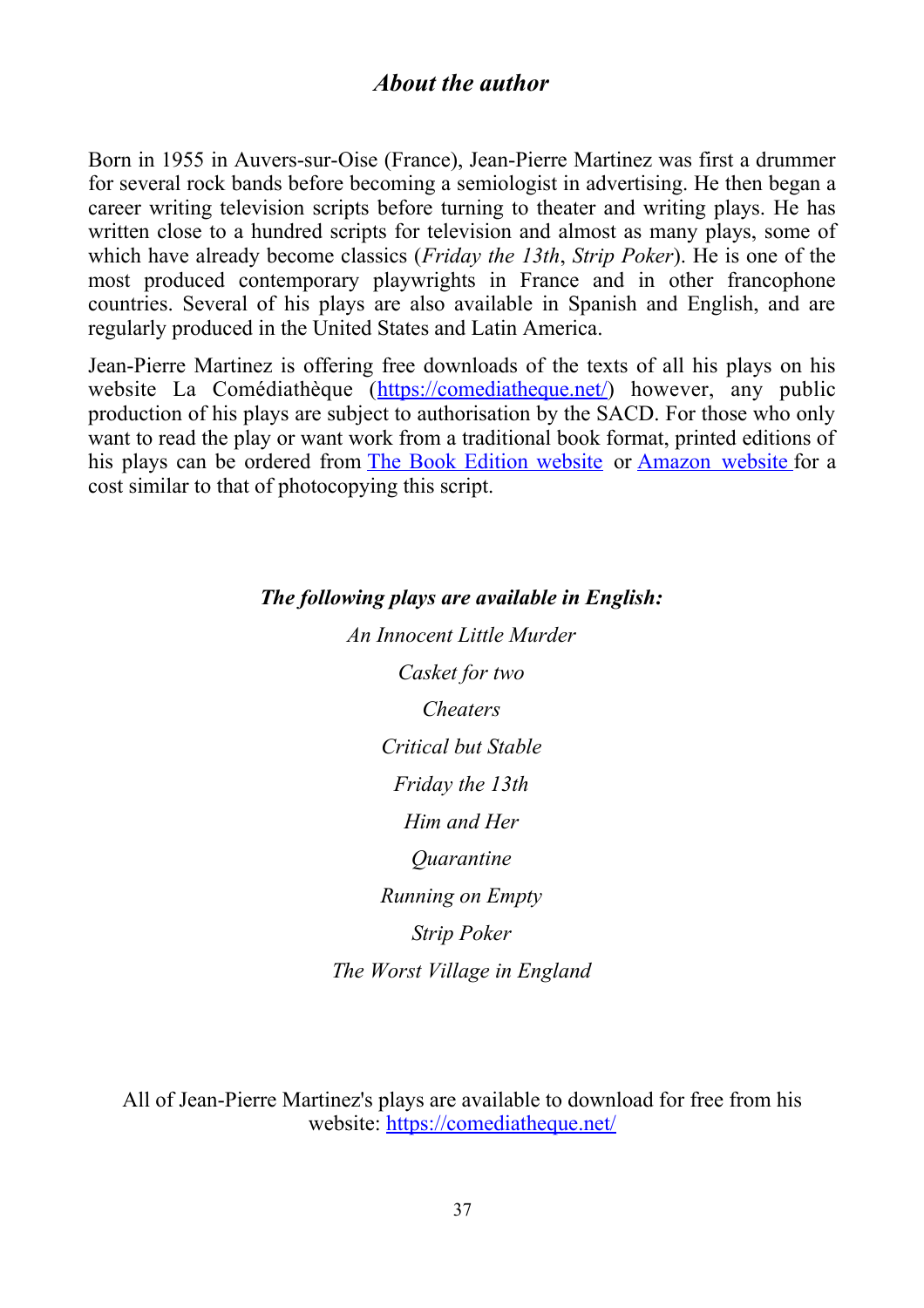## *About the author*

Born in 1955 in Auvers-sur-Oise (France), Jean-Pierre Martinez was first a drummer for several rock bands before becoming a semiologist in advertising. He then began a career writing television scripts before turning to theater and writing plays. He has written close to a hundred scripts for television and almost as many plays, some of which have already become classics (*Friday the 13th*, *Strip Poker*). He is one of the most produced contemporary playwrights in France and in other francophone countries. Several of his plays are also available in Spanish and English, and are regularly produced in the United States and Latin America.

Jean-Pierre Martinez is offering free downloads of the texts of all his plays on his website La Comédiathèque (https://comediatheque.net/) however, any public production of his plays are subject to authorisation by the SACD. For those who only want to read the play or want work from a traditional book format, printed editions of his plays can be ordered from The Book Edition website or Amazon website for a cost similar to that of photocopying this script.

***The following plays are available in English:***

*An Innocent Little Murder*

*Casket for two*

*Cheaters*

*Critical but Stable*

*Friday the 13th*

*Him and Her*

*Quarantine*

*Running on Empty*

*Strip Poker*

*The Worst Village in England*

All of Jean-Pierre Martinez's plays are available to download for free from his website: https://comediatheque.net/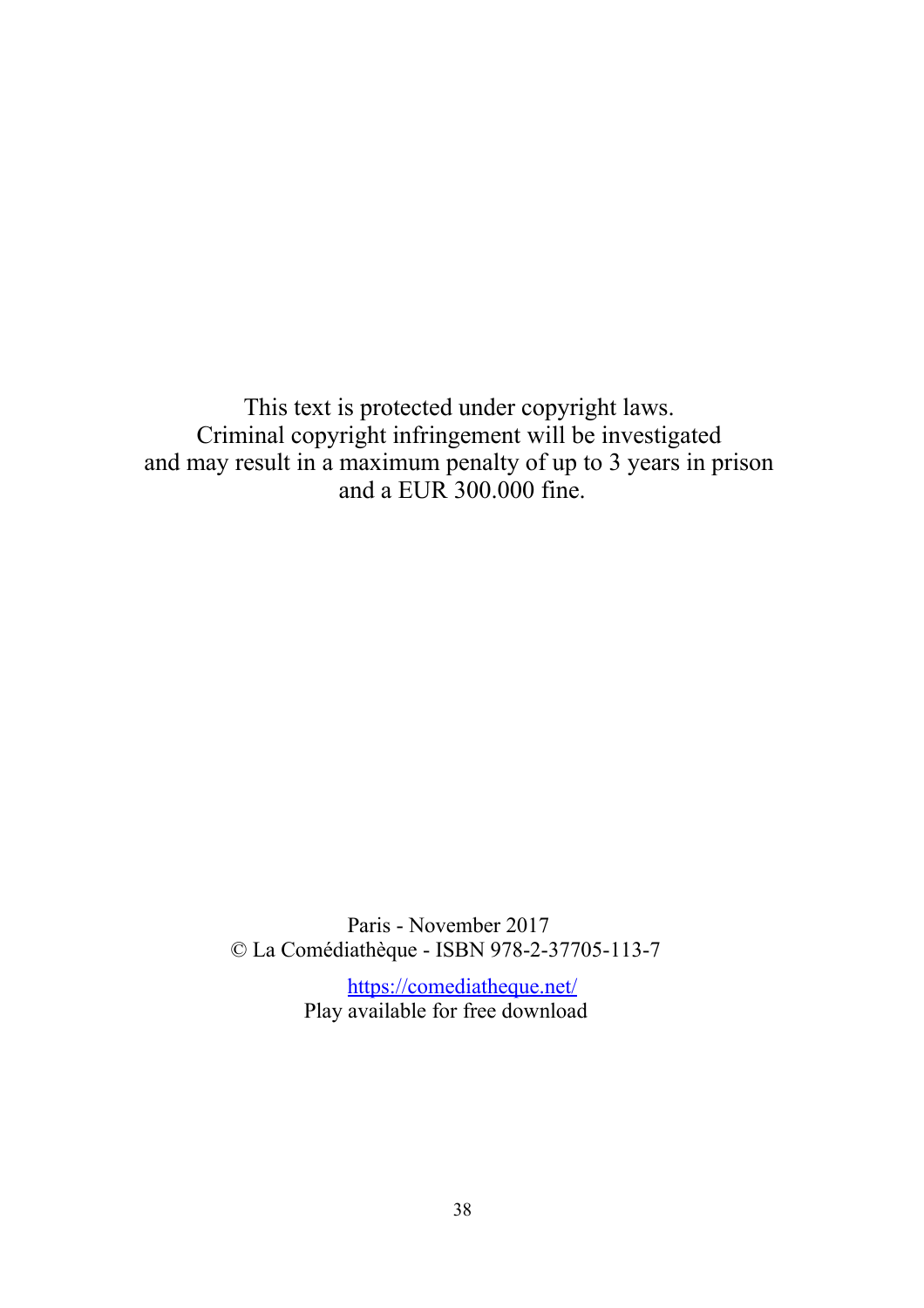This text is protected under copyright laws.
Criminal copyright infringement will be investigated
and may result in a maximum penalty of up to 3 years in prison
and a EUR 300.000 fine.

Paris - November 2017
© La Comédiathèque - ISBN 978-2-37705-113-7

https://comediatheque.net/
Play available for free download